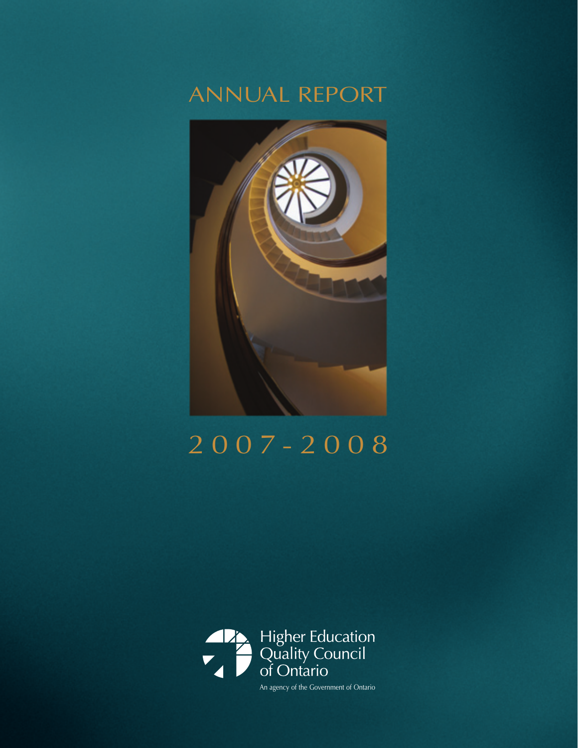# ANNUAL REPORT

# 2007-2008

Higher Education Quality Council of Ontario

An agency of the Government of Ontario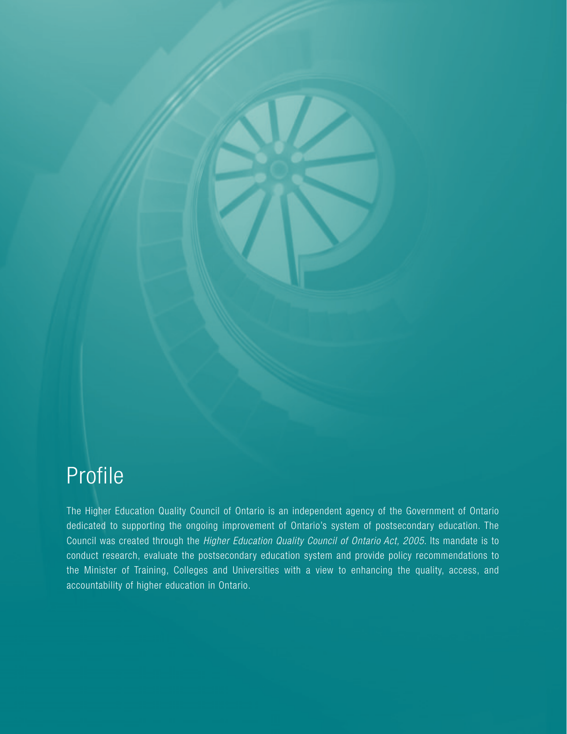# Profile

The Higher Education Quality Council of Ontario is an independent agency of the Government of Ontario dedicated to supporting the ongoing improvement of Ontario's system of postsecondary education. The Council was created through the *Higher Education Quality Council of Ontario Act, 2005*. Its mandate is to conduct research, evaluate the postsecondary education system and provide policy recommendations to the Minister of Training, Colleges and Universities with a view to enhancing the quality, access, and accountability of higher education in Ontario.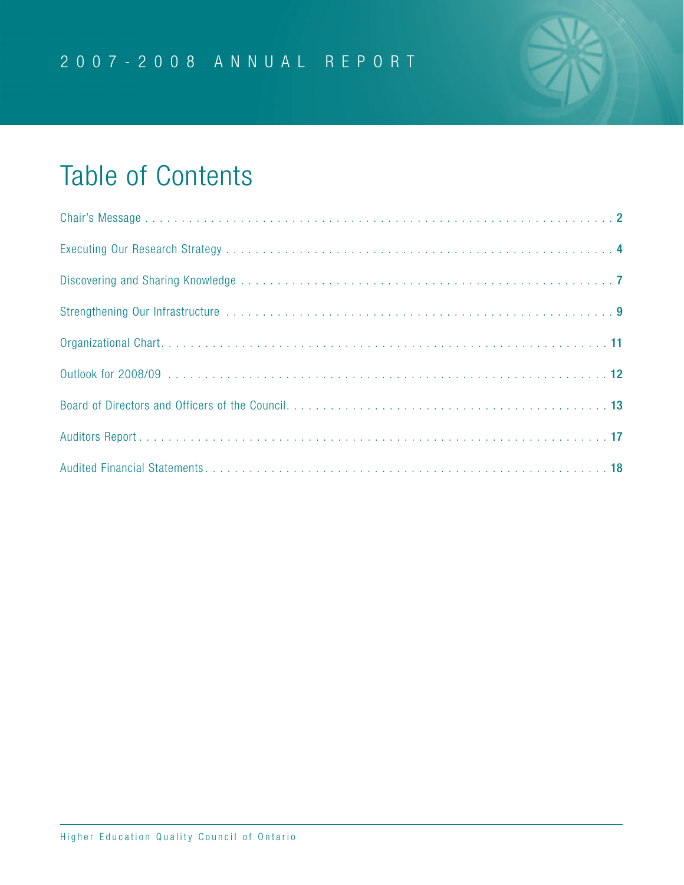# Table of Contents

| | |
|---|---|
| Chair's Message | 2 |
| Executing Our Research Strategy | 4 |
| Discovering and Sharing Knowledge | 7 |
| Strengthening Our Infrastructure | 9 |
| Organizational Chart | 11 |
| Outlook for 2008/09 | 12 |
| Board of Directors and Officers of the Council | 13 |
| Auditors Report | 17 |
| Audited Financial Statements | 18 |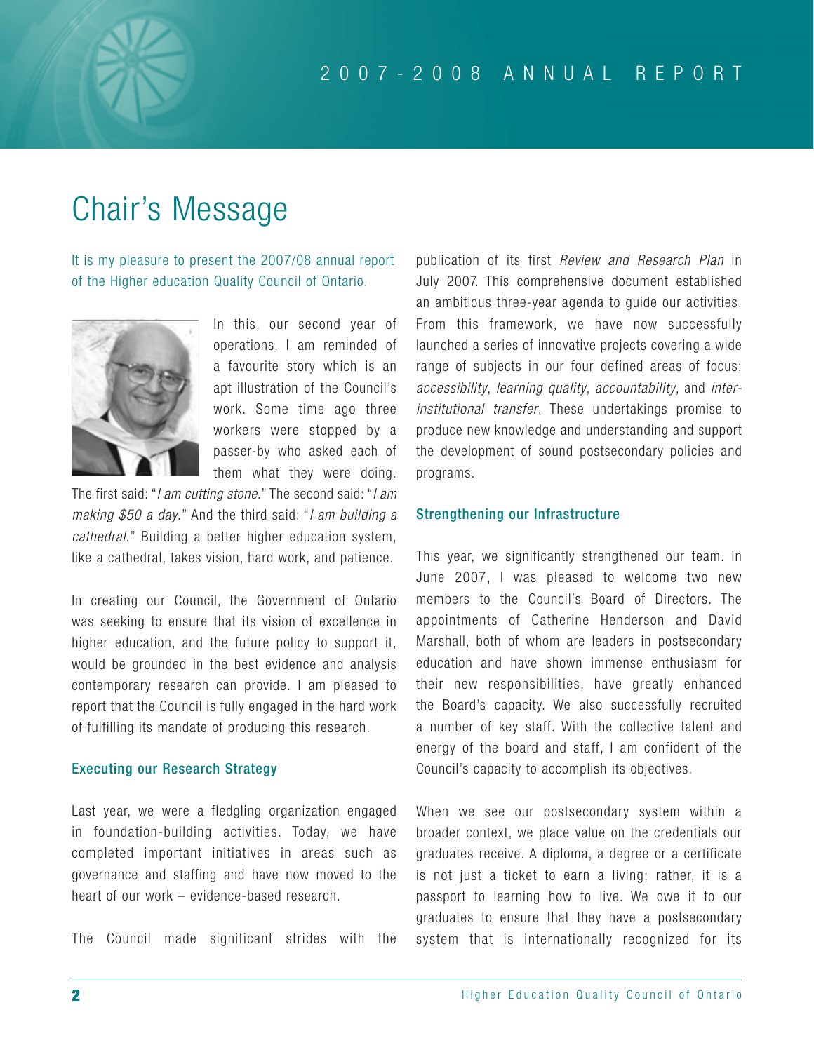# Chair's Message

It is my pleasure to present the 2007/08 annual report of the Higher education Quality Council of Ontario.

In this, our second year of operations, I am reminded of a favourite story which is an apt illustration of the Council's work. Some time ago three workers were stopped by a passer-by who asked each of them what they were doing. The first said: "*I am cutting stone*." The second said: "*I am making $50 a day*." And the third said: "*I am building a cathedral*." Building a better higher education system, like a cathedral, takes vision, hard work, and patience.

In creating our Council, the Government of Ontario was seeking to ensure that its vision of excellence in higher education, and the future policy to support it, would be grounded in the best evidence and analysis contemporary research can provide. I am pleased to report that the Council is fully engaged in the hard work of fulfilling its mandate of producing this research.

### Executing our Research Strategy

Last year, we were a fledgling organization engaged in foundation-building activities. Today, we have completed important initiatives in areas such as governance and staffing and have now moved to the heart of our work – evidence-based research.

The Council made significant strides with the publication of its first *Review and Research Plan* in July 2007. This comprehensive document established an ambitious three-year agenda to guide our activities. From this framework, we have now successfully launched a series of innovative projects covering a wide range of subjects in our four defined areas of focus: *accessibility*, *learning quality*, *accountability*, and *inter-institutional transfer*. These undertakings promise to produce new knowledge and understanding and support the development of sound postsecondary policies and programs.

### Strengthening our Infrastructure

This year, we significantly strengthened our team. In June 2007, I was pleased to welcome two new members to the Council's Board of Directors. The appointments of Catherine Henderson and David Marshall, both of whom are leaders in postsecondary education and have shown immense enthusiasm for their new responsibilities, have greatly enhanced the Board's capacity. We also successfully recruited a number of key staff. With the collective talent and energy of the board and staff, I am confident of the Council's capacity to accomplish its objectives.

When we see our postsecondary system within a broader context, we place value on the credentials our graduates receive. A diploma, a degree or a certificate is not just a ticket to earn a living; rather, it is a passport to learning how to live. We owe it to our graduates to ensure that they have a postsecondary system that is internationally recognized for its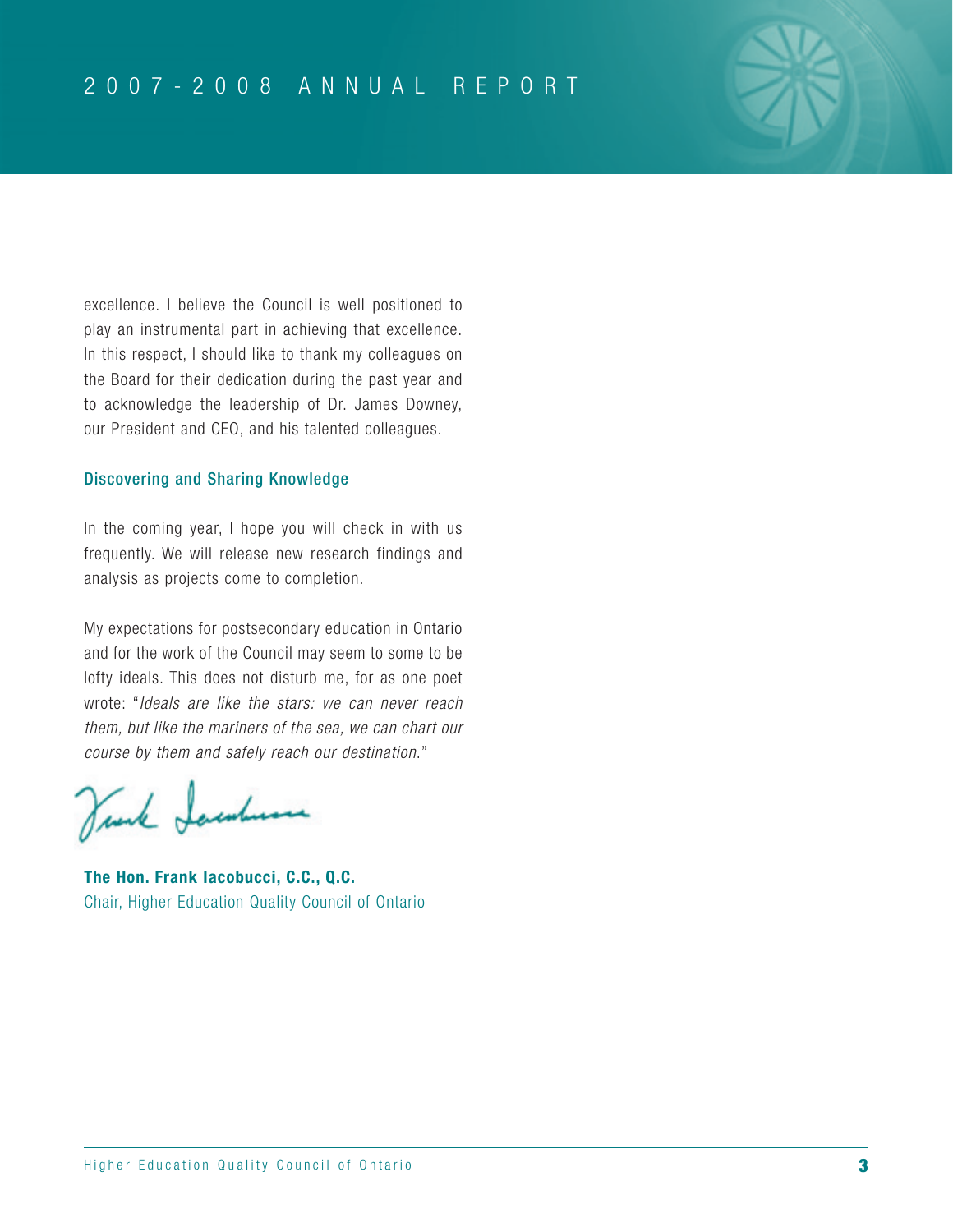excellence. I believe the Council is well positioned to play an instrumental part in achieving that excellence. In this respect, I should like to thank my colleagues on the Board for their dedication during the past year and to acknowledge the leadership of Dr. James Downey, our President and CEO, and his talented colleagues.

### Discovering and Sharing Knowledge

In the coming year, I hope you will check in with us frequently. We will release new research findings and analysis as projects come to completion.

My expectations for postsecondary education in Ontario and for the work of the Council may seem to some to be lofty ideals. This does not disturb me, for as one poet wrote: "*Ideals are like the stars: we can never reach them, but like the mariners of the sea, we can chart our course by them and safely reach our destination.*"

**The Hon. Frank Iacobucci, C.C., Q.C.**
Chair, Higher Education Quality Council of Ontario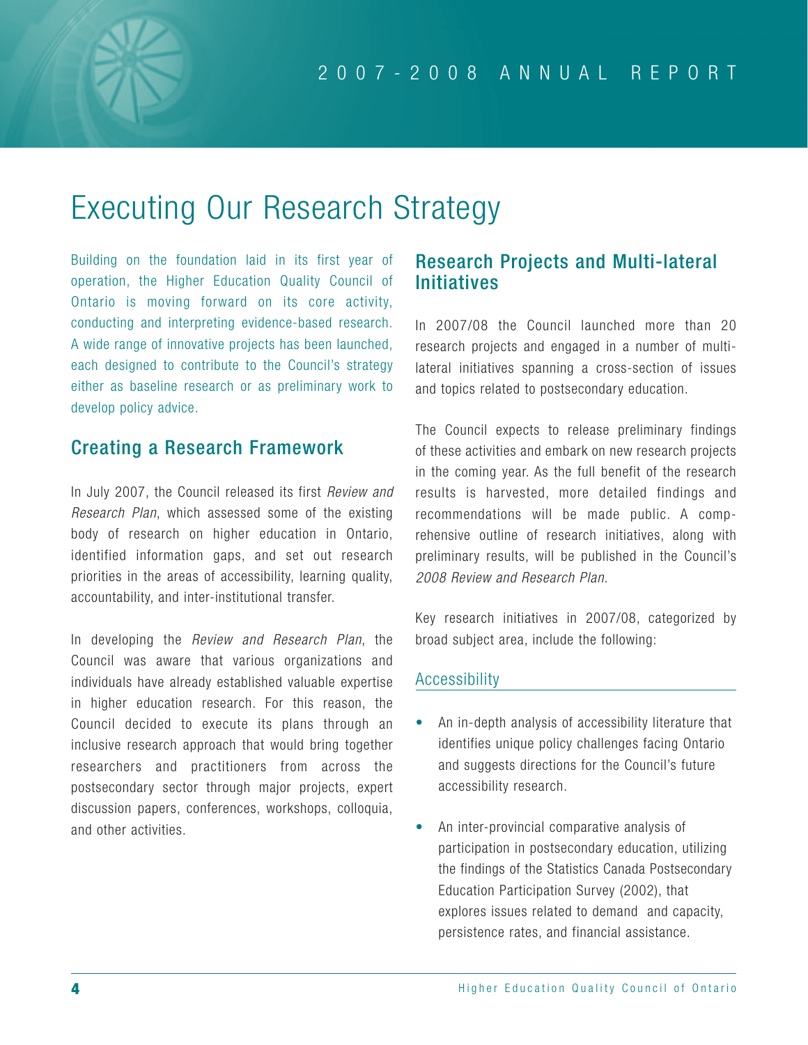# Executing Our Research Strategy

Building on the foundation laid in its first year of operation, the Higher Education Quality Council of Ontario is moving forward on its core activity, conducting and interpreting evidence-based research. A wide range of innovative projects has been launched, each designed to contribute to the Council's strategy either as baseline research or as preliminary work to develop policy advice.

## Creating a Research Framework

In July 2007, the Council released its first *Review and Research Plan*, which assessed some of the existing body of research on higher education in Ontario, identified information gaps, and set out research priorities in the areas of accessibility, learning quality, accountability, and inter-institutional transfer.

In developing the *Review and Research Plan*, the Council was aware that various organizations and individuals have already established valuable expertise in higher education research. For this reason, the Council decided to execute its plans through an inclusive research approach that would bring together researchers and practitioners from across the postsecondary sector through major projects, expert discussion papers, conferences, workshops, colloquia, and other activities.

## Research Projects and Multi-lateral Initiatives

In 2007/08 the Council launched more than 20 research projects and engaged in a number of multi-lateral initiatives spanning a cross-section of issues and topics related to postsecondary education.

The Council expects to release preliminary findings of these activities and embark on new research projects in the coming year. As the full benefit of the research results is harvested, more detailed findings and recommendations will be made public. A comprehensive outline of research initiatives, along with preliminary results, will be published in the Council's *2008 Review and Research Plan*.

Key research initiatives in 2007/08, categorized by broad subject area, include the following:

### Accessibility

- An in-depth analysis of accessibility literature that identifies unique policy challenges facing Ontario and suggests directions for the Council's future accessibility research.
- An inter-provincial comparative analysis of participation in postsecondary education, utilizing the findings of the Statistics Canada Postsecondary Education Participation Survey (2002), that explores issues related to demand and capacity, persistence rates, and financial assistance.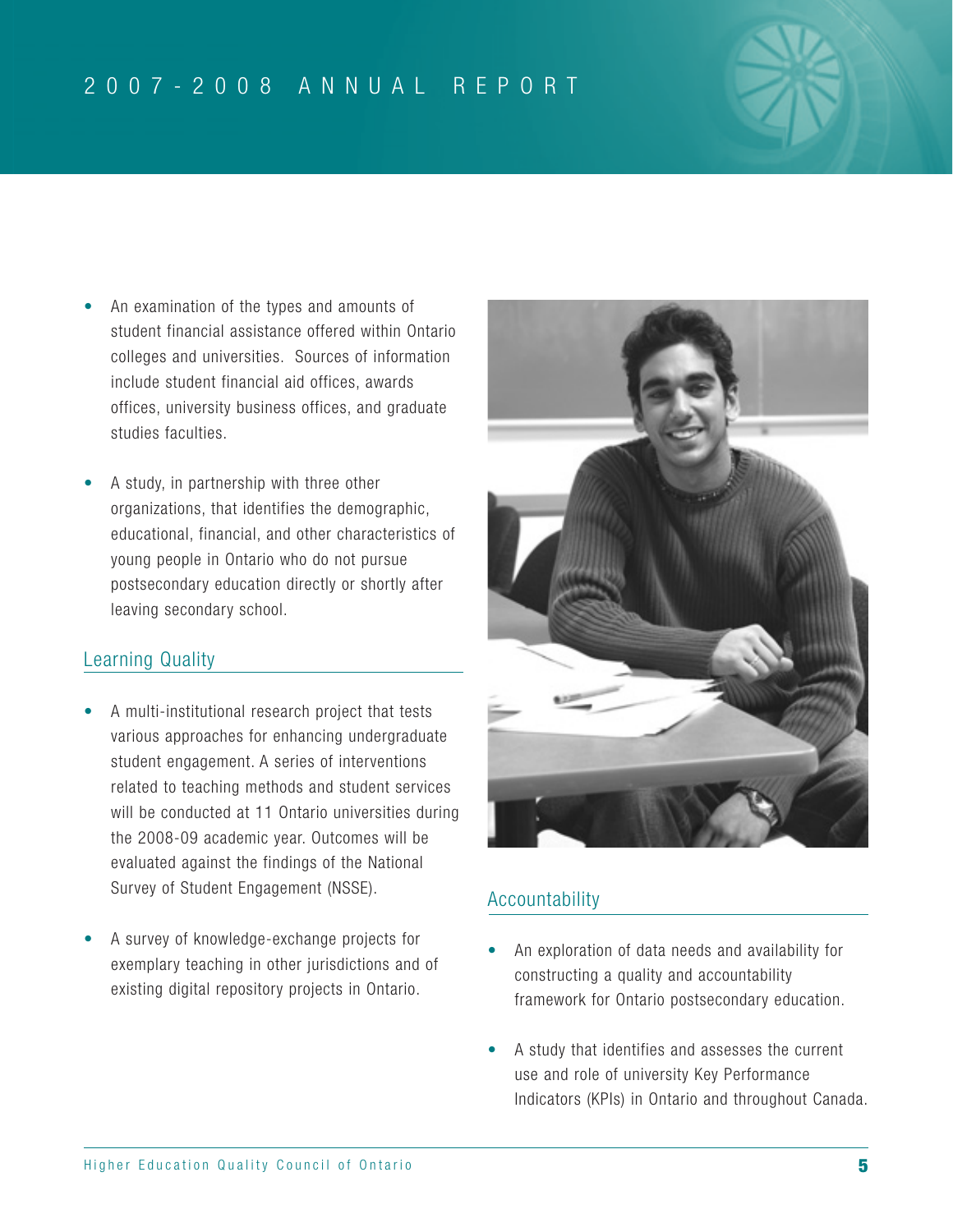- An examination of the types and amounts of student financial assistance offered within Ontario colleges and universities. Sources of information include student financial aid offices, awards offices, university business offices, and graduate studies faculties.

- A study, in partnership with three other organizations, that identifies the demographic, educational, financial, and other characteristics of young people in Ontario who do not pursue postsecondary education directly or shortly after leaving secondary school.

## Learning Quality

- A multi-institutional research project that tests various approaches for enhancing undergraduate student engagement. A series of interventions related to teaching methods and student services will be conducted at 11 Ontario universities during the 2008-09 academic year. Outcomes will be evaluated against the findings of the National Survey of Student Engagement (NSSE).

- A survey of knowledge-exchange projects for exemplary teaching in other jurisdictions and of existing digital repository projects in Ontario.

## Accountability

- An exploration of data needs and availability for constructing a quality and accountability framework for Ontario postsecondary education.

- A study that identifies and assesses the current use and role of university Key Performance Indicators (KPIs) in Ontario and throughout Canada.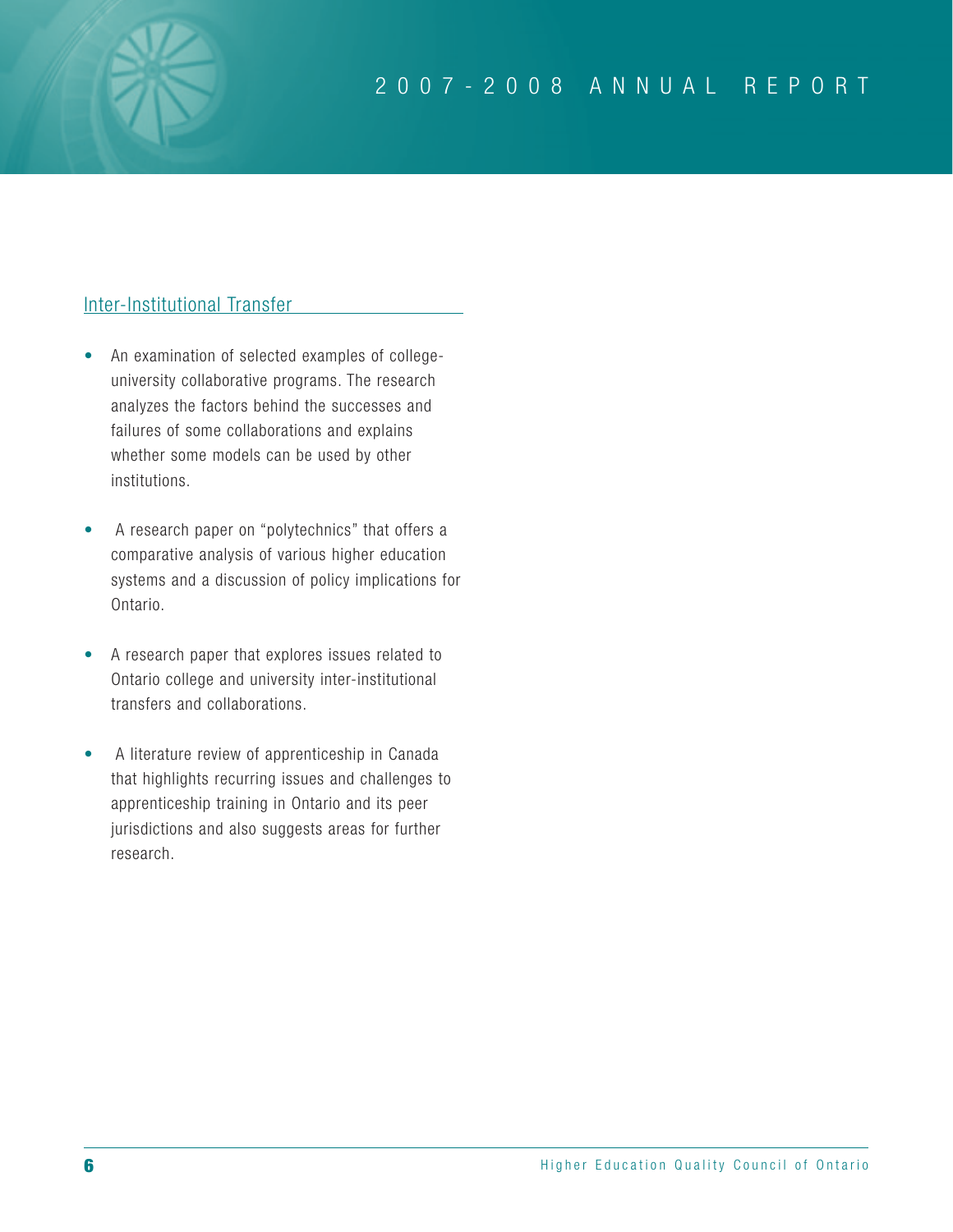## Inter-Institutional Transfer

- An examination of selected examples of college-university collaborative programs. The research analyzes the factors behind the successes and failures of some collaborations and explains whether some models can be used by other institutions.

- A research paper on "polytechnics" that offers a comparative analysis of various higher education systems and a discussion of policy implications for Ontario.

- A research paper that explores issues related to Ontario college and university inter-institutional transfers and collaborations.

- A literature review of apprenticeship in Canada that highlights recurring issues and challenges to apprenticeship training in Ontario and its peer jurisdictions and also suggests areas for further research.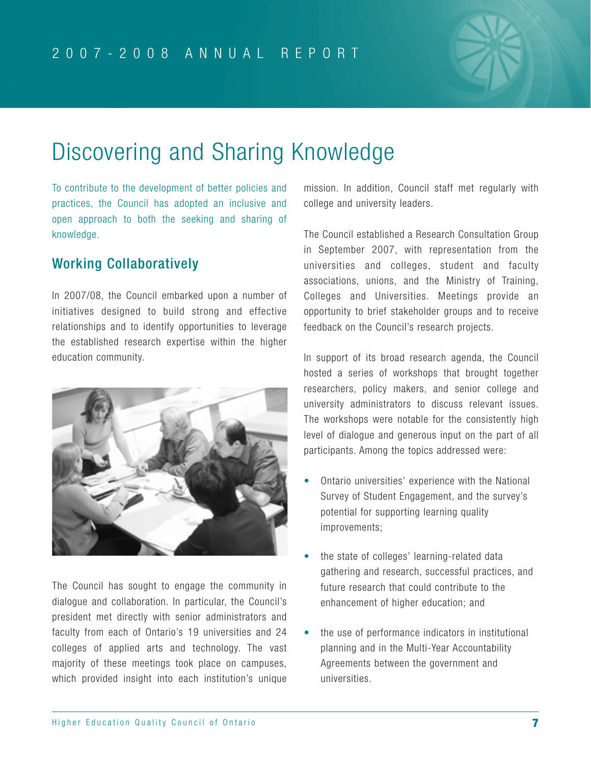# Discovering and Sharing Knowledge

To contribute to the development of better policies and practices, the Council has adopted an inclusive and open approach to both the seeking and sharing of knowledge.

## Working Collaboratively

In 2007/08, the Council embarked upon a number of initiatives designed to build strong and effective relationships and to identify opportunities to leverage the established research expertise within the higher education community.

The Council has sought to engage the community in dialogue and collaboration. In particular, the Council's president met directly with senior administrators and faculty from each of Ontario's 19 universities and 24 colleges of applied arts and technology. The vast majority of these meetings took place on campuses, which provided insight into each institution's unique mission. In addition, Council staff met regularly with college and university leaders.

The Council established a Research Consultation Group in September 2007, with representation from the universities and colleges, student and faculty associations, unions, and the Ministry of Training, Colleges and Universities. Meetings provide an opportunity to brief stakeholder groups and to receive feedback on the Council's research projects.

In support of its broad research agenda, the Council hosted a series of workshops that brought together researchers, policy makers, and senior college and university administrators to discuss relevant issues. The workshops were notable for the consistently high level of dialogue and generous input on the part of all participants. Among the topics addressed were:

- Ontario universities' experience with the National Survey of Student Engagement, and the survey's potential for supporting learning quality improvements;
- the state of colleges' learning-related data gathering and research, successful practices, and future research that could contribute to the enhancement of higher education; and
- the use of performance indicators in institutional planning and in the Multi-Year Accountability Agreements between the government and universities.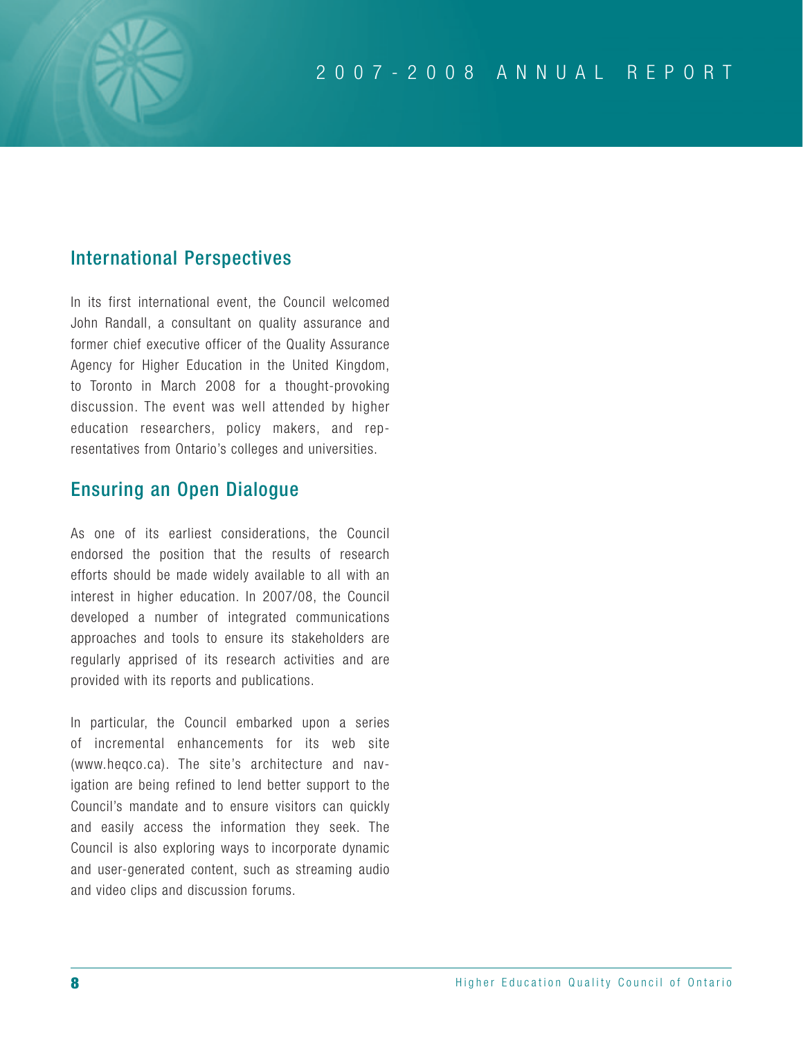## International Perspectives

In its first international event, the Council welcomed John Randall, a consultant on quality assurance and former chief executive officer of the Quality Assurance Agency for Higher Education in the United Kingdom, to Toronto in March 2008 for a thought-provoking discussion. The event was well attended by higher education researchers, policy makers, and representatives from Ontario's colleges and universities.

## Ensuring an Open Dialogue

As one of its earliest considerations, the Council endorsed the position that the results of research efforts should be made widely available to all with an interest in higher education. In 2007/08, the Council developed a number of integrated communications approaches and tools to ensure its stakeholders are regularly apprised of its research activities and are provided with its reports and publications.

In particular, the Council embarked upon a series of incremental enhancements for its web site (www.heqco.ca). The site's architecture and navigation are being refined to lend better support to the Council's mandate and to ensure visitors can quickly and easily access the information they seek. The Council is also exploring ways to incorporate dynamic and user-generated content, such as streaming audio and video clips and discussion forums.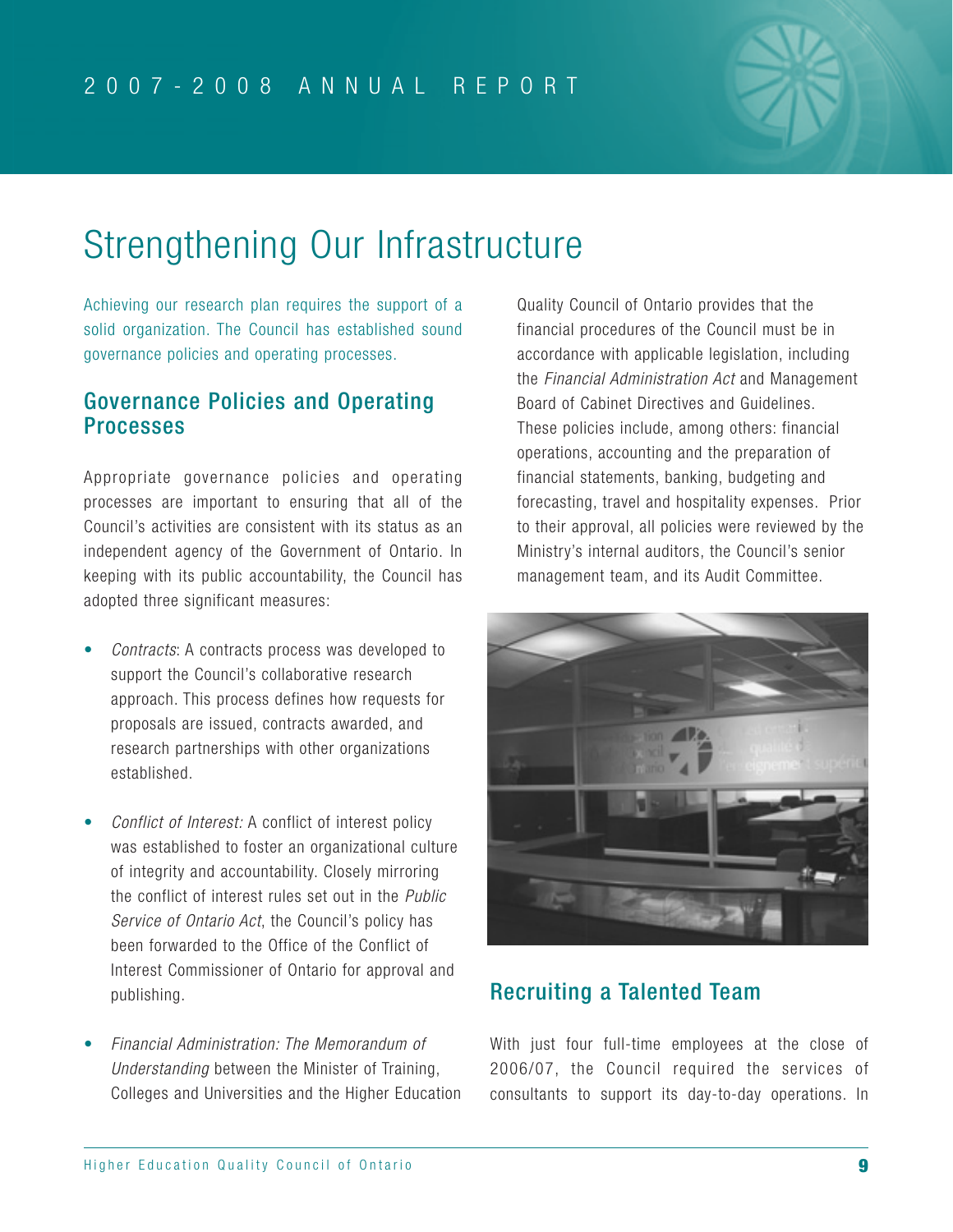# Strengthening Our Infrastructure

Achieving our research plan requires the support of a solid organization. The Council has established sound governance policies and operating processes.

## Governance Policies and Operating Processes

Appropriate governance policies and operating processes are important to ensuring that all of the Council's activities are consistent with its status as an independent agency of the Government of Ontario. In keeping with its public accountability, the Council has adopted three significant measures:

- *Contracts*: A contracts process was developed to support the Council's collaborative research approach. This process defines how requests for proposals are issued, contracts awarded, and research partnerships with other organizations established.

- *Conflict of Interest:* A conflict of interest policy was established to foster an organizational culture of integrity and accountability. Closely mirroring the conflict of interest rules set out in the *Public Service of Ontario Act*, the Council's policy has been forwarded to the Office of the Conflict of Interest Commissioner of Ontario for approval and publishing.

- *Financial Administration: The Memorandum of Understanding* between the Minister of Training, Colleges and Universities and the Higher Education Quality Council of Ontario provides that the financial procedures of the Council must be in accordance with applicable legislation, including the *Financial Administration Act* and Management Board of Cabinet Directives and Guidelines. These policies include, among others: financial operations, accounting and the preparation of financial statements, banking, budgeting and forecasting, travel and hospitality expenses. Prior to their approval, all policies were reviewed by the Ministry's internal auditors, the Council's senior management team, and its Audit Committee.

## Recruiting a Talented Team

With just four full-time employees at the close of 2006/07, the Council required the services of consultants to support its day-to-day operations. In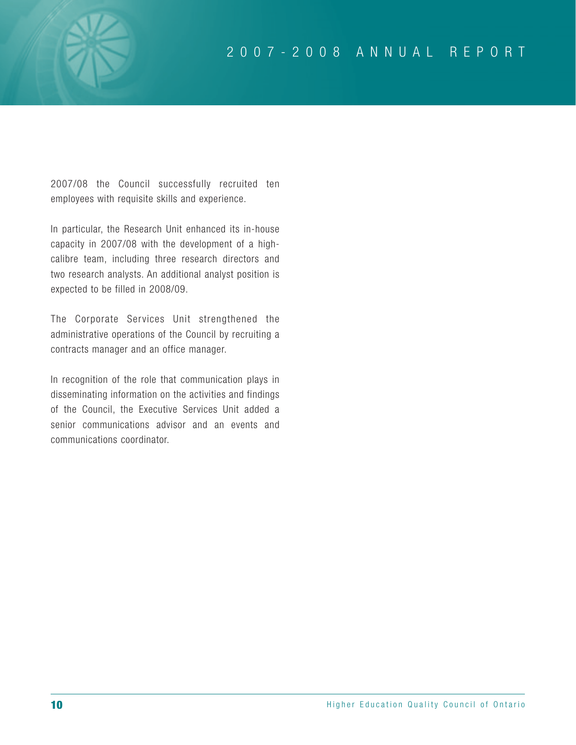2007/08 the Council successfully recruited ten employees with requisite skills and experience.

In particular, the Research Unit enhanced its in-house capacity in 2007/08 with the development of a high-calibre team, including three research directors and two research analysts. An additional analyst position is expected to be filled in 2008/09.

The Corporate Services Unit strengthened the administrative operations of the Council by recruiting a contracts manager and an office manager.

In recognition of the role that communication plays in disseminating information on the activities and findings of the Council, the Executive Services Unit added a senior communications advisor and an events and communications coordinator.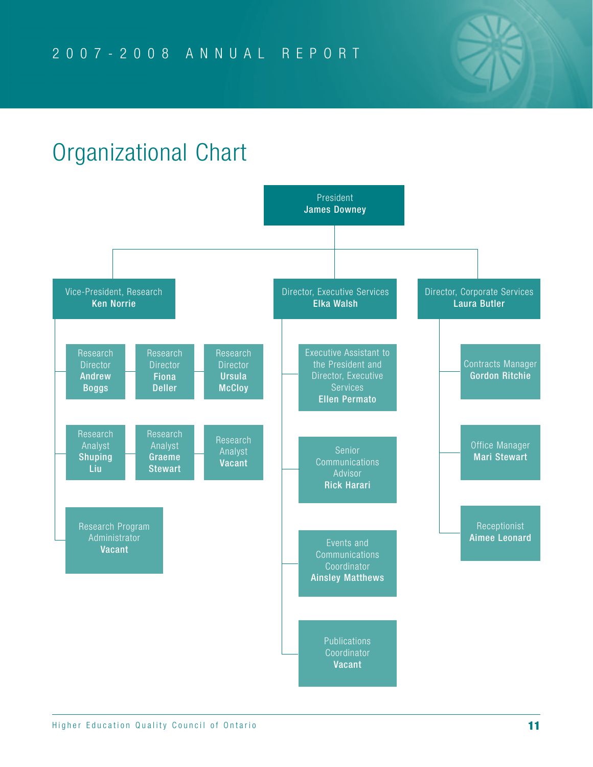# Organizational Chart

- **President** – James Downey
  - **Vice-President, Research** – Ken Norrie
    - Research Director – Andrew Boggs
    - Research Director – Fiona Deller
    - Research Director – Ursula McCloy
    - Research Analyst – Shuping Liu
    - Research Analyst – Graeme Stewart
    - Research Analyst – Vacant
    - Research Program Administrator – Vacant
  - **Director, Executive Services** – Elka Walsh
    - Executive Assistant to the President and Director, Executive Services – Ellen Permato
    - Senior Communications Advisor – Rick Harari
    - Events and Communications Coordinator – Ainsley Matthews
    - Publications Coordinator – Vacant
  - **Director, Corporate Services** – Laura Butler
    - Contracts Manager – Gordon Ritchie
    - Office Manager – Mari Stewart
    - Receptionist – Aimee Leonard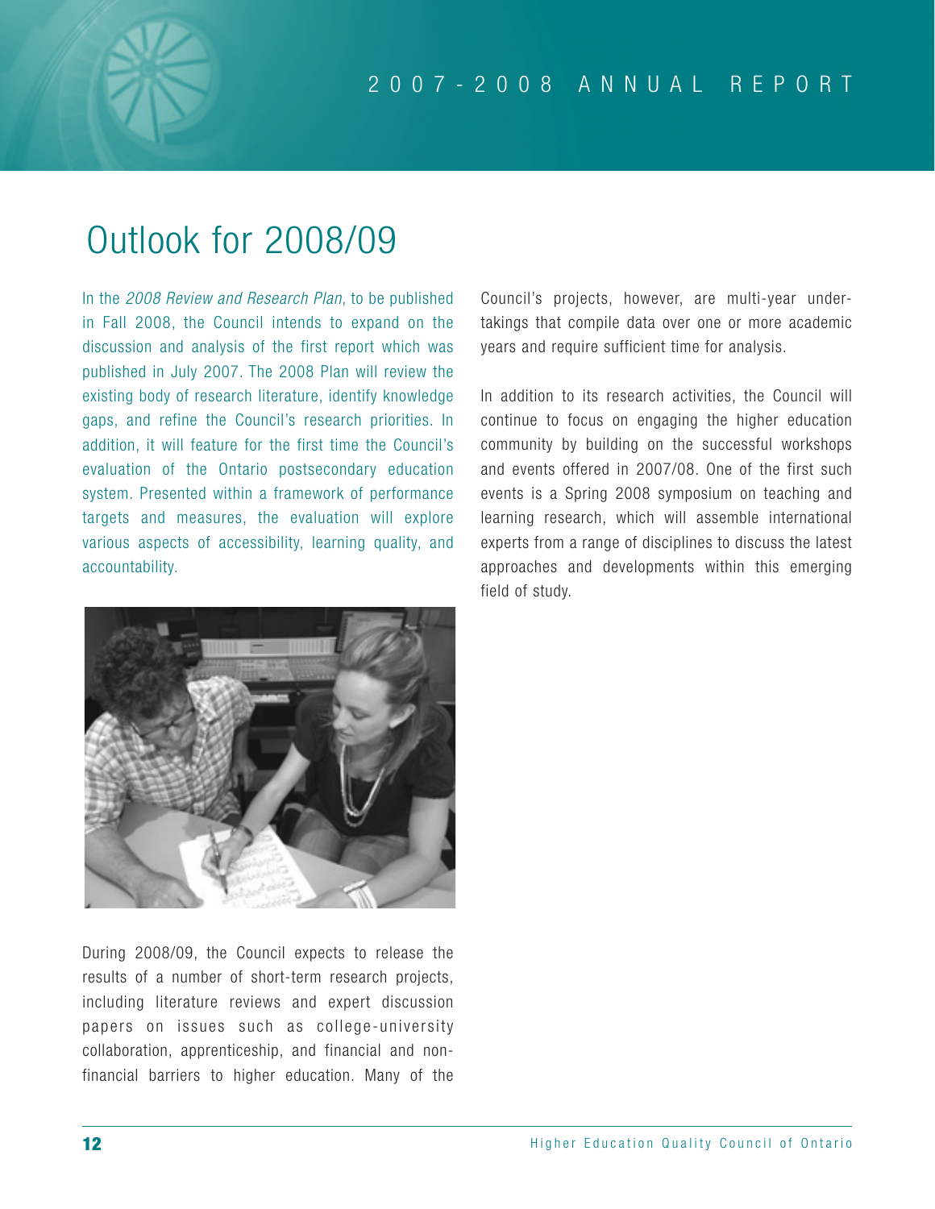# Outlook for 2008/09

In the *2008 Review and Research Plan*, to be published in Fall 2008, the Council intends to expand on the discussion and analysis of the first report which was published in July 2007. The 2008 Plan will review the existing body of research literature, identify knowledge gaps, and refine the Council's research priorities. In addition, it will feature for the first time the Council's evaluation of the Ontario postsecondary education system. Presented within a framework of performance targets and measures, the evaluation will explore various aspects of accessibility, learning quality, and accountability.

During 2008/09, the Council expects to release the results of a number of short-term research projects, including literature reviews and expert discussion papers on issues such as college-university collaboration, apprenticeship, and financial and non-financial barriers to higher education. Many of the Council's projects, however, are multi-year undertakings that compile data over one or more academic years and require sufficient time for analysis.

In addition to its research activities, the Council will continue to focus on engaging the higher education community by building on the successful workshops and events offered in 2007/08. One of the first such events is a Spring 2008 symposium on teaching and learning research, which will assemble international experts from a range of disciplines to discuss the latest approaches and developments within this emerging field of study.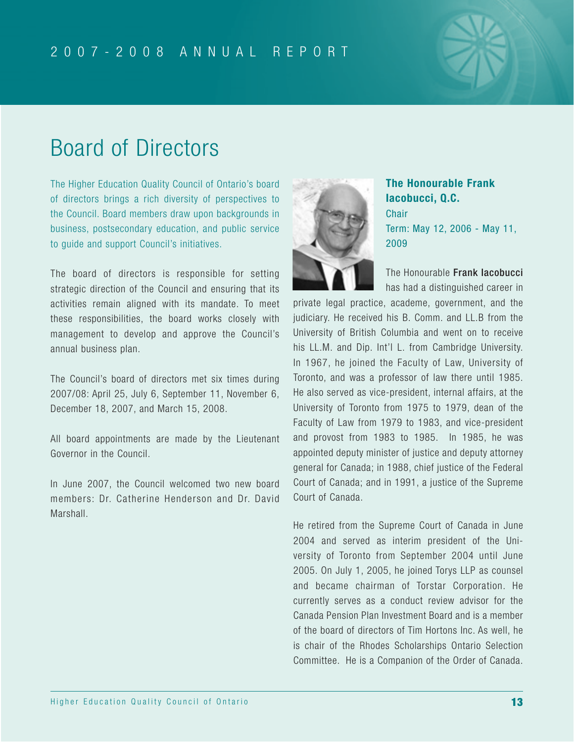# Board of Directors

The Higher Education Quality Council of Ontario's board of directors brings a rich diversity of perspectives to the Council. Board members draw upon backgrounds in business, postsecondary education, and public service to guide and support Council's initiatives.

The board of directors is responsible for setting strategic direction of the Council and ensuring that its activities remain aligned with its mandate. To meet these responsibilities, the board works closely with management to develop and approve the Council's annual business plan.

The Council's board of directors met six times during 2007/08: April 25, July 6, September 11, November 6, December 18, 2007, and March 15, 2008.

All board appointments are made by the Lieutenant Governor in the Council.

In June 2007, the Council welcomed two new board members: Dr. Catherine Henderson and Dr. David Marshall.

### The Honourable Frank Iacobucci, Q.C.

Chair
Term: May 12, 2006 - May 11, 2009

The Honourable **Frank Iacobucci** has had a distinguished career in private legal practice, academe, government, and the judiciary. He received his B. Comm. and LL.B from the University of British Columbia and went on to receive his LL.M. and Dip. Int'l L. from Cambridge University. In 1967, he joined the Faculty of Law, University of Toronto, and was a professor of law there until 1985. He also served as vice-president, internal affairs, at the University of Toronto from 1975 to 1979, dean of the Faculty of Law from 1979 to 1983, and vice-president and provost from 1983 to 1985. In 1985, he was appointed deputy minister of justice and deputy attorney general for Canada; in 1988, chief justice of the Federal Court of Canada; and in 1991, a justice of the Supreme Court of Canada.

He retired from the Supreme Court of Canada in June 2004 and served as interim president of the University of Toronto from September 2004 until June 2005. On July 1, 2005, he joined Torys LLP as counsel and became chairman of Torstar Corporation. He currently serves as a conduct review advisor for the Canada Pension Plan Investment Board and is a member of the board of directors of Tim Hortons Inc. As well, he is chair of the Rhodes Scholarships Ontario Selection Committee. He is a Companion of the Order of Canada.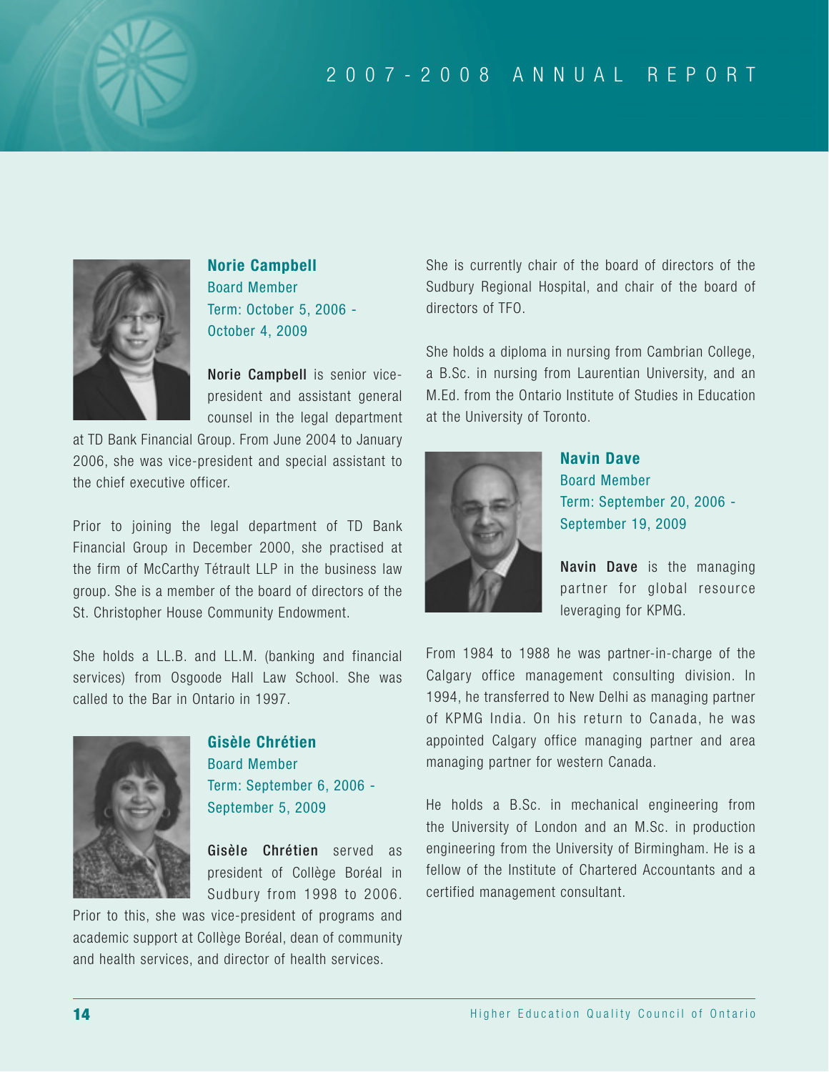### Norie Campbell

Board Member
Term: October 5, 2006 - October 4, 2009

**Norie Campbell** is senior vice-president and assistant general counsel in the legal department at TD Bank Financial Group. From June 2004 to January 2006, she was vice-president and special assistant to the chief executive officer.

Prior to joining the legal department of TD Bank Financial Group in December 2000, she practised at the firm of McCarthy Tétrault LLP in the business law group. She is a member of the board of directors of the St. Christopher House Community Endowment.

She holds a LL.B. and LL.M. (banking and financial services) from Osgoode Hall Law School. She was called to the Bar in Ontario in 1997.

### Gisèle Chrétien

Board Member
Term: September 6, 2006 - September 5, 2009

**Gisèle Chrétien** served as president of Collège Boréal in Sudbury from 1998 to 2006. Prior to this, she was vice-president of programs and academic support at Collège Boréal, dean of community and health services, and director of health services.

She is currently chair of the board of directors of the Sudbury Regional Hospital, and chair of the board of directors of TFO.

She holds a diploma in nursing from Cambrian College, a B.Sc. in nursing from Laurentian University, and an M.Ed. from the Ontario Institute of Studies in Education at the University of Toronto.

### Navin Dave

Board Member
Term: September 20, 2006 - September 19, 2009

**Navin Dave** is the managing partner for global resource leveraging for KPMG.

From 1984 to 1988 he was partner-in-charge of the Calgary office management consulting division. In 1994, he transferred to New Delhi as managing partner of KPMG India. On his return to Canada, he was appointed Calgary office managing partner and area managing partner for western Canada.

He holds a B.Sc. in mechanical engineering from the University of London and an M.Sc. in production engineering from the University of Birmingham. He is a fellow of the Institute of Chartered Accountants and a certified management consultant.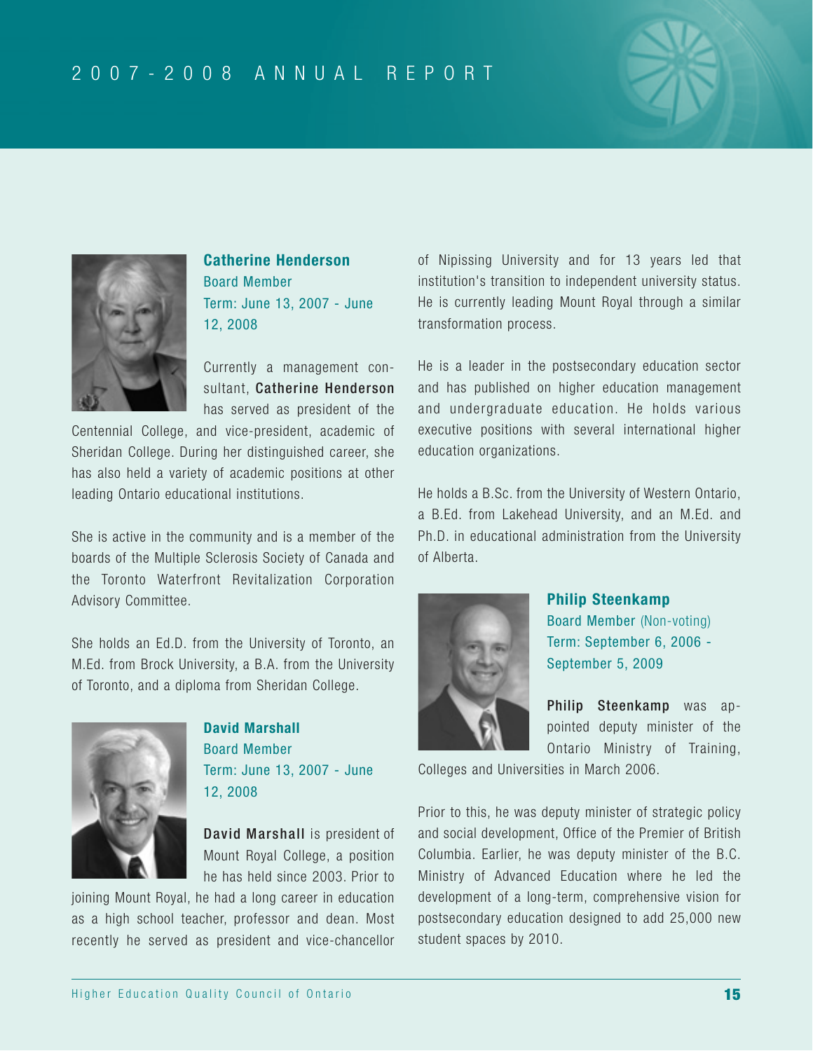### Catherine Henderson

Board Member

Term: June 13, 2007 - June 12, 2008

Currently a management consultant, **Catherine Henderson** has served as president of the Centennial College, and vice-president, academic of Sheridan College. During her distinguished career, she has also held a variety of academic positions at other leading Ontario educational institutions.

She is active in the community and is a member of the boards of the Multiple Sclerosis Society of Canada and the Toronto Waterfront Revitalization Corporation Advisory Committee.

She holds an Ed.D. from the University of Toronto, an M.Ed. from Brock University, a B.A. from the University of Toronto, and a diploma from Sheridan College.

### David Marshall

Board Member

Term: June 13, 2007 - June 12, 2008

**David Marshall** is president of Mount Royal College, a position he has held since 2003. Prior to joining Mount Royal, he had a long career in education as a high school teacher, professor and dean. Most recently he served as president and vice-chancellor of Nipissing University and for 13 years led that institution's transition to independent university status. He is currently leading Mount Royal through a similar transformation process.

He is a leader in the postsecondary education sector and has published on higher education management and undergraduate education. He holds various executive positions with several international higher education organizations.

He holds a B.Sc. from the University of Western Ontario, a B.Ed. from Lakehead University, and an M.Ed. and Ph.D. in educational administration from the University of Alberta.

### Philip Steenkamp

Board Member (Non-voting)

Term: September 6, 2006 - September 5, 2009

**Philip Steenkamp** was appointed deputy minister of the Ontario Ministry of Training, Colleges and Universities in March 2006.

Prior to this, he was deputy minister of strategic policy and social development, Office of the Premier of British Columbia. Earlier, he was deputy minister of the B.C. Ministry of Advanced Education where he led the development of a long-term, comprehensive vision for postsecondary education designed to add 25,000 new student spaces by 2010.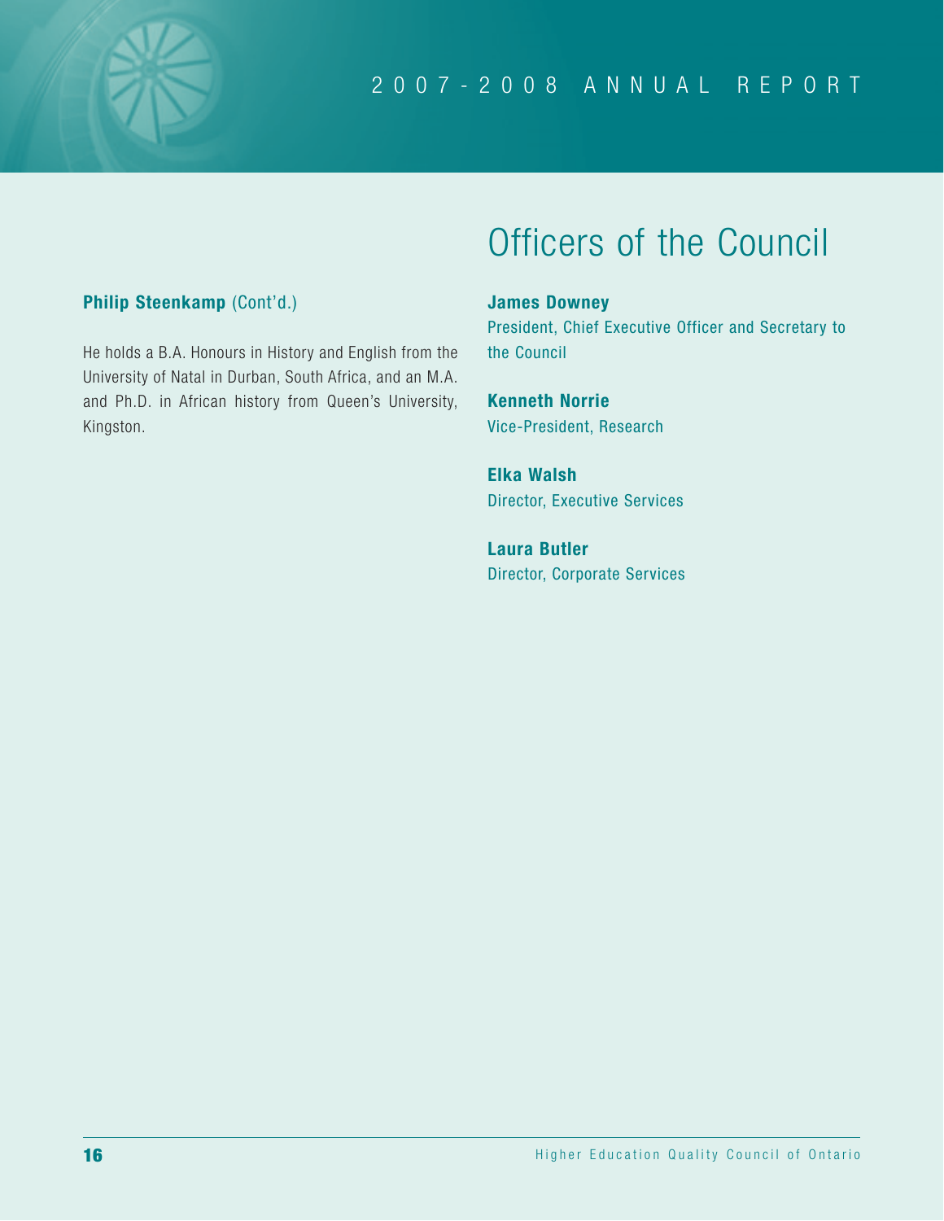**Philip Steenkamp** (Cont'd.)

He holds a B.A. Honours in History and English from the University of Natal in Durban, South Africa, and an M.A. and Ph.D. in African history from Queen's University, Kingston.

# Officers of the Council

**James Downey**
President, Chief Executive Officer and Secretary to the Council

**Kenneth Norrie**
Vice-President, Research

**Elka Walsh**
Director, Executive Services

**Laura Butler**
Director, Corporate Services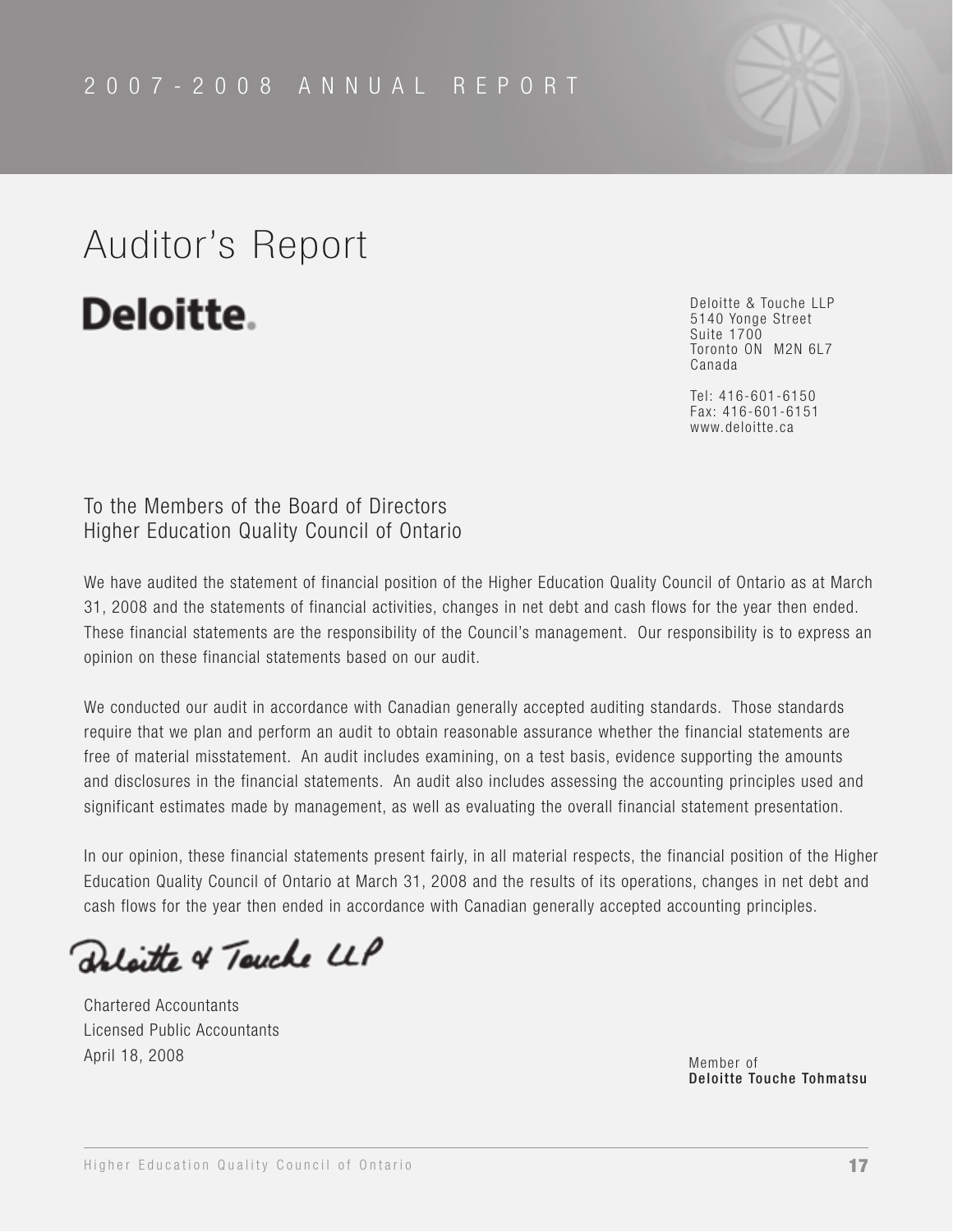# Auditor's Report

**Deloitte.**

Deloitte & Touche LLP
5140 Yonge Street
Suite 1700
Toronto ON M2N 6L7
Canada

Tel: 416-601-6150
Fax: 416-601-6151
www.deloitte.ca

To the Members of the Board of Directors
Higher Education Quality Council of Ontario

We have audited the statement of financial position of the Higher Education Quality Council of Ontario as at March 31, 2008 and the statements of financial activities, changes in net debt and cash flows for the year then ended. These financial statements are the responsibility of the Council's management. Our responsibility is to express an opinion on these financial statements based on our audit.

We conducted our audit in accordance with Canadian generally accepted auditing standards. Those standards require that we plan and perform an audit to obtain reasonable assurance whether the financial statements are free of material misstatement. An audit includes examining, on a test basis, evidence supporting the amounts and disclosures in the financial statements. An audit also includes assessing the accounting principles used and significant estimates made by management, as well as evaluating the overall financial statement presentation.

In our opinion, these financial statements present fairly, in all material respects, the financial position of the Higher Education Quality Council of Ontario at March 31, 2008 and the results of its operations, changes in net debt and cash flows for the year then ended in accordance with Canadian generally accepted accounting principles.

Deloitte & Touche LLP

Chartered Accountants
Licensed Public Accountants
April 18, 2008

Member of
**Deloitte Touche Tohmatsu**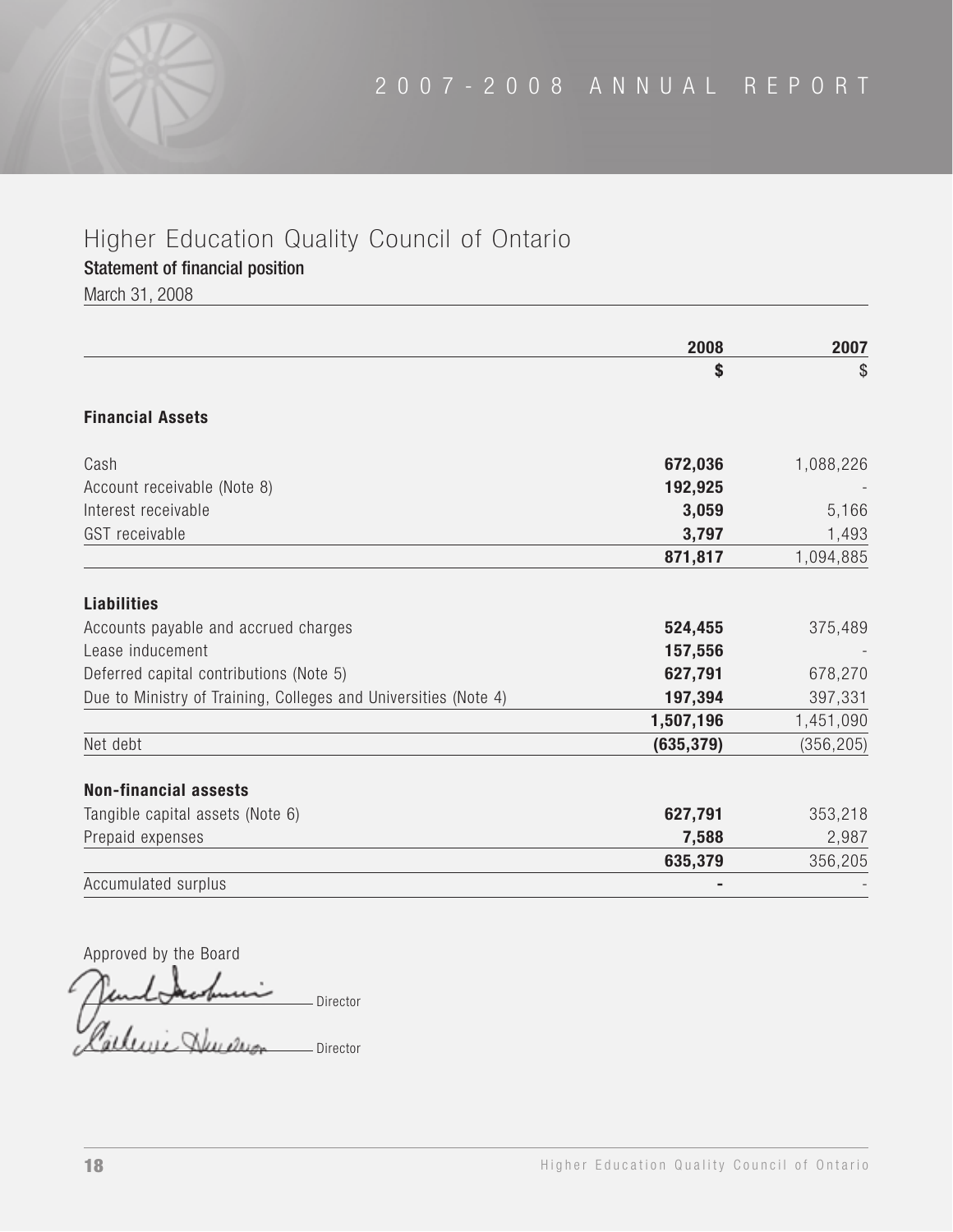# Higher Education Quality Council of Ontario

## Statement of financial position

March 31, 2008

| | 2008 | 2007 |
|---|---|---|
| | **$** | $ |
| **Financial Assets** | | |
| Cash | **672,036** | 1,088,226 |
| Account receivable (Note 8) | **192,925** | - |
| Interest receivable | **3,059** | 5,166 |
| GST receivable | **3,797** | 1,493 |
| | **871,817** | 1,094,885 |
| **Liabilities** | | |
| Accounts payable and accrued charges | **524,455** | 375,489 |
| Lease inducement | **157,556** | - |
| Deferred capital contributions (Note 5) | **627,791** | 678,270 |
| Due to Ministry of Training, Colleges and Universities (Note 4) | **197,394** | 397,331 |
| | **1,507,196** | 1,451,090 |
| Net debt | **(635,379)** | (356,205) |
| **Non-financial assests** | | |
| Tangible capital assets (Note 6) | **627,791** | 353,218 |
| Prepaid expenses | **7,588** | 2,987 |
| | **635,379** | 356,205 |
| Accumulated surplus | **-** | - |

Approved by the Board

\_\_\_\_\_\_\_\_\_\_\_\_\_\_\_\_ Director

\_\_\_\_\_\_\_\_\_\_\_\_\_\_\_\_ Director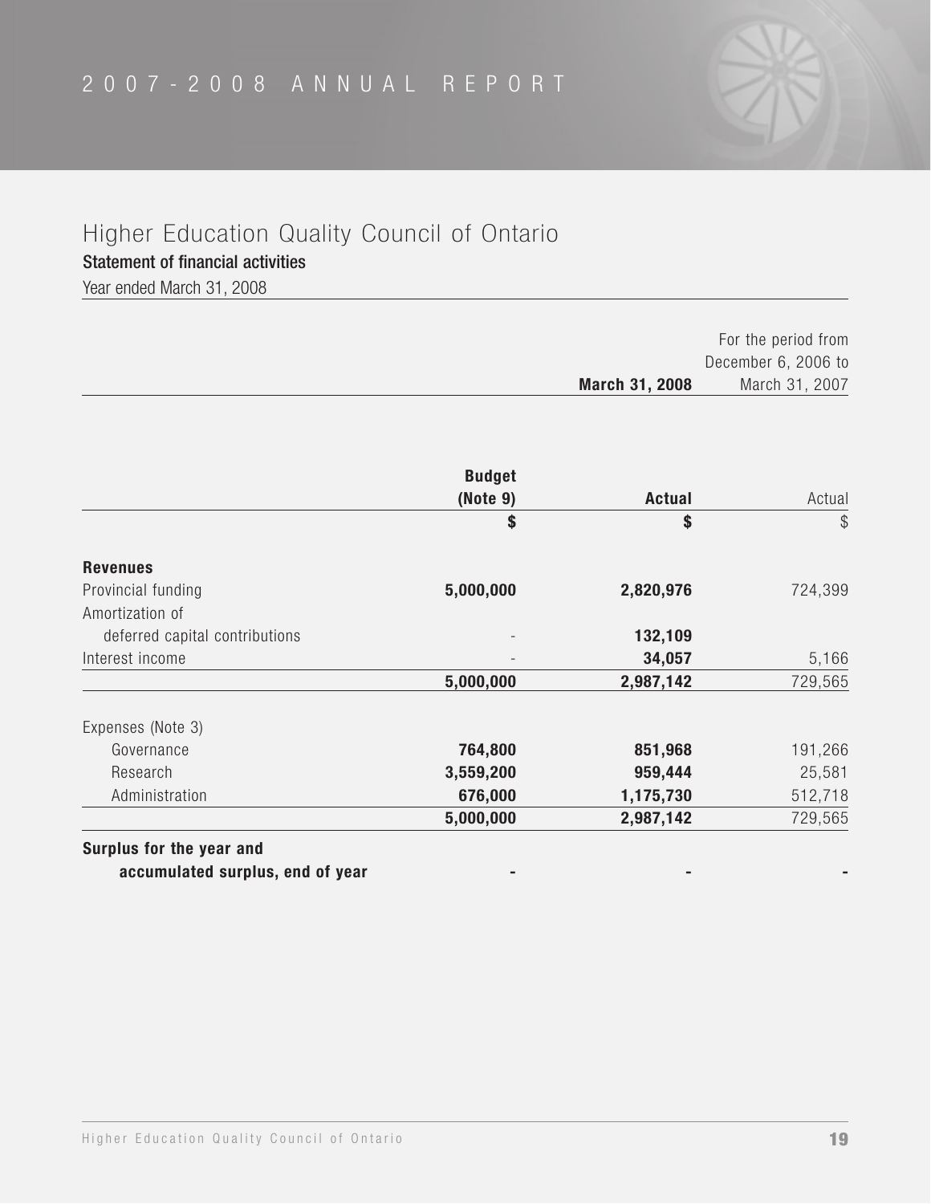# Higher Education Quality Council of Ontario

## Statement of financial activities

Year ended March 31, 2008

| | March 31, 2008 | | For the period from December 6, 2006 to March 31, 2007 |
|---|---|---|---|
| | **Budget (Note 9)** | **Actual** | Actual |
| | **$** | **$** | $ |
| **Revenues** | | | |
| Provincial funding | **5,000,000** | **2,820,976** | 724,399 |
| Amortization of deferred capital contributions | - | **132,109** | |
| Interest income | - | **34,057** | 5,166 |
| | **5,000,000** | **2,987,142** | 729,565 |
| Expenses (Note 3) | | | |
| Governance | **764,800** | **851,968** | 191,266 |
| Research | **3,559,200** | **959,444** | 25,581 |
| Administration | **676,000** | **1,175,730** | 512,718 |
| | **5,000,000** | **2,987,142** | 729,565 |
| **Surplus for the year and accumulated surplus, end of year** | **-** | **-** | **-** |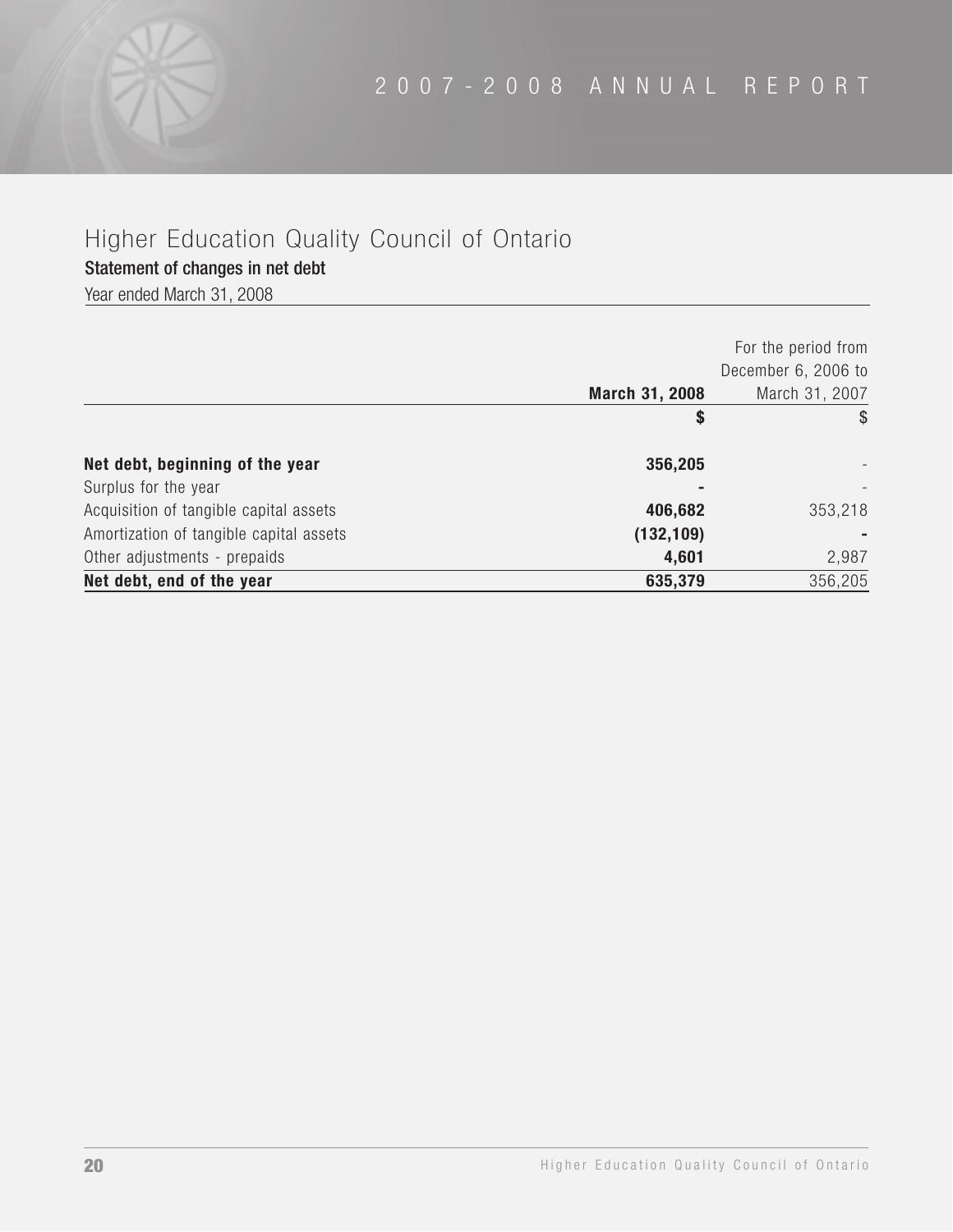# Higher Education Quality Council of Ontario

## Statement of changes in net debt

Year ended March 31, 2008

| | March 31, 2008 | For the period from December 6, 2006 to March 31, 2007 |
|---|---|---|
| | **$** | $ |
| **Net debt, beginning of the year** | **356,205** | - |
| Surplus for the year | **-** | - |
| Acquisition of tangible capital assets | **406,682** | 353,218 |
| Amortization of tangible capital assets | **(132,109)** | - |
| Other adjustments - prepaids | **4,601** | 2,987 |
| **Net debt, end of the year** | **635,379** | 356,205 |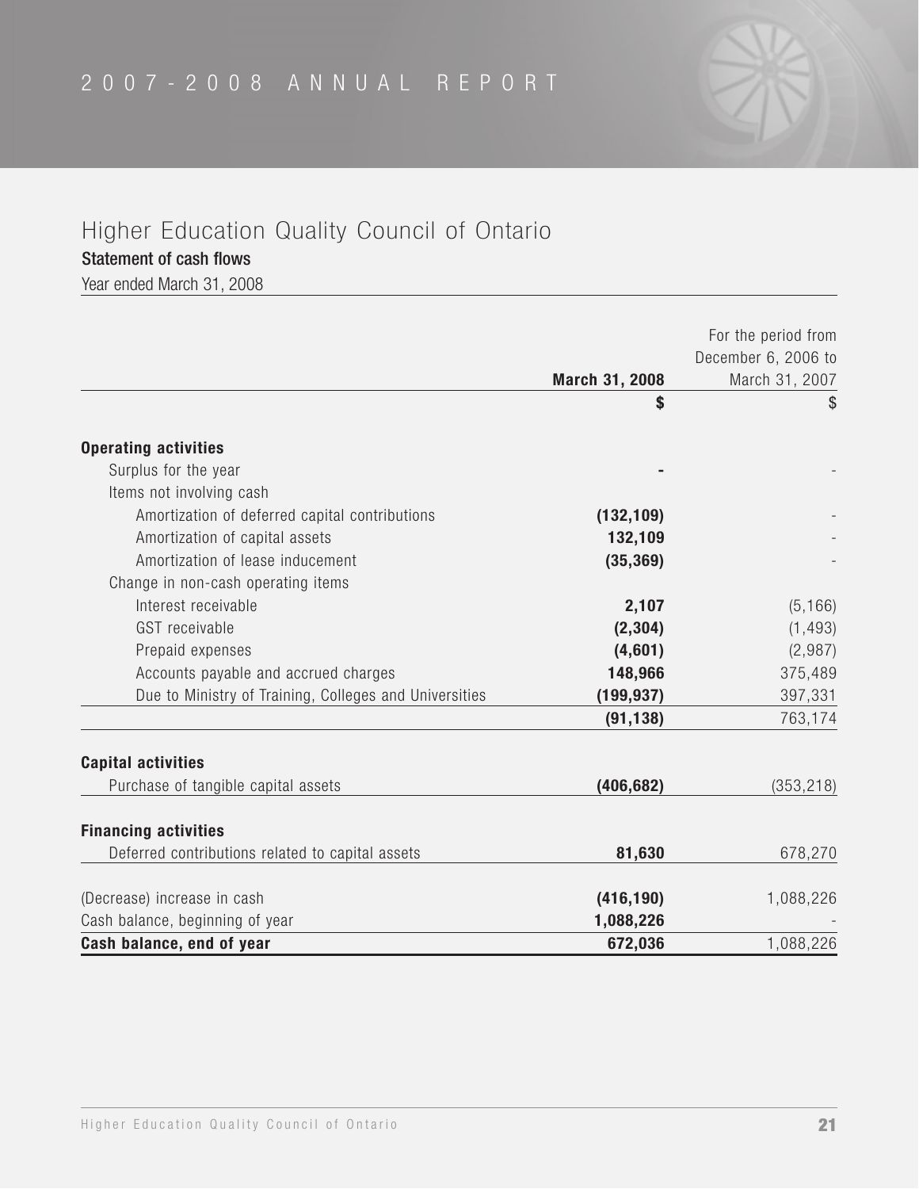# Higher Education Quality Council of Ontario

## Statement of cash flows

Year ended March 31, 2008

| | **March 31, 2008** | For the period from December 6, 2006 to March 31, 2007 |
|---|---|---|
| | **$** | $ |
| **Operating activities** | | |
| Surplus for the year | **-** | - |
| Items not involving cash | | |
| Amortization of deferred capital contributions | **(132,109)** | - |
| Amortization of capital assets | **132,109** | - |
| Amortization of lease inducement | **(35,369)** | - |
| Change in non-cash operating items | | |
| Interest receivable | **2,107** | (5,166) |
| GST receivable | **(2,304)** | (1,493) |
| Prepaid expenses | **(4,601)** | (2,987) |
| Accounts payable and accrued charges | **148,966** | 375,489 |
| Due to Ministry of Training, Colleges and Universities | **(199,937)** | 397,331 |
| | **(91,138)** | 763,174 |
| **Capital activities** | | |
| Purchase of tangible capital assets | **(406,682)** | (353,218) |
| **Financing activities** | | |
| Deferred contributions related to capital assets | **81,630** | 678,270 |
| (Decrease) increase in cash | **(416,190)** | 1,088,226 |
| Cash balance, beginning of year | **1,088,226** | - |
| **Cash balance, end of year** | **672,036** | 1,088,226 |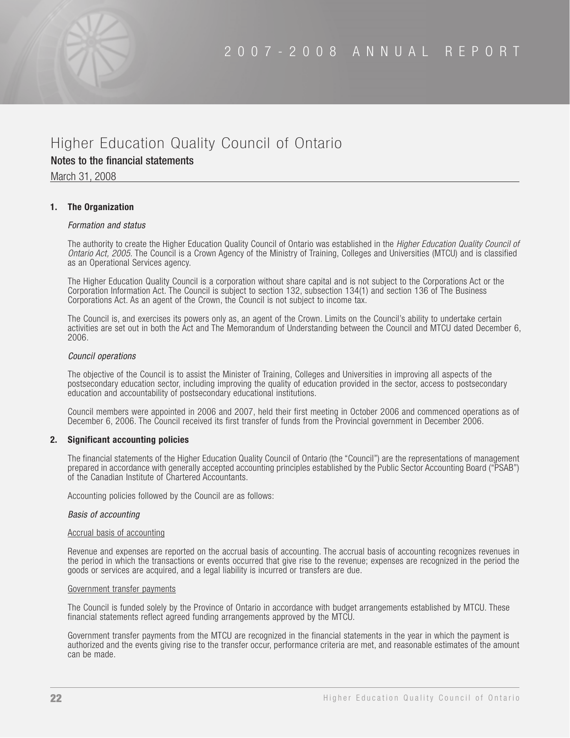# Higher Education Quality Council of Ontario

## Notes to the financial statements

March 31, 2008

### 1. The Organization

*Formation and status*

The authority to create the Higher Education Quality Council of Ontario was established in the *Higher Education Quality Council of Ontario Act, 2005*. The Council is a Crown Agency of the Ministry of Training, Colleges and Universities (MTCU) and is classified as an Operational Services agency.

The Higher Education Quality Council is a corporation without share capital and is not subject to the Corporations Act or the Corporation Information Act. The Council is subject to section 132, subsection 134(1) and section 136 of The Business Corporations Act. As an agent of the Crown, the Council is not subject to income tax.

The Council is, and exercises its powers only as, an agent of the Crown. Limits on the Council's ability to undertake certain activities are set out in both the Act and The Memorandum of Understanding between the Council and MTCU dated December 6, 2006.

*Council operations*

The objective of the Council is to assist the Minister of Training, Colleges and Universities in improving all aspects of the postsecondary education sector, including improving the quality of education provided in the sector, access to postsecondary education and accountability of postsecondary educational institutions.

Council members were appointed in 2006 and 2007, held their first meeting in October 2006 and commenced operations as of December 6, 2006. The Council received its first transfer of funds from the Provincial government in December 2006.

### 2. Significant accounting policies

The financial statements of the Higher Education Quality Council of Ontario (the "Council") are the representations of management prepared in accordance with generally accepted accounting principles established by the Public Sector Accounting Board ("PSAB") of the Canadian Institute of Chartered Accountants.

Accounting policies followed by the Council are as follows:

*Basis of accounting*

Accrual basis of accounting

Revenue and expenses are reported on the accrual basis of accounting. The accrual basis of accounting recognizes revenues in the period in which the transactions or events occurred that give rise to the revenue; expenses are recognized in the period the goods or services are acquired, and a legal liability is incurred or transfers are due.

Government transfer payments

The Council is funded solely by the Province of Ontario in accordance with budget arrangements established by MTCU. These financial statements reflect agreed funding arrangements approved by the MTCU.

Government transfer payments from the MTCU are recognized in the financial statements in the year in which the payment is authorized and the events giving rise to the transfer occur, performance criteria are met, and reasonable estimates of the amount can be made.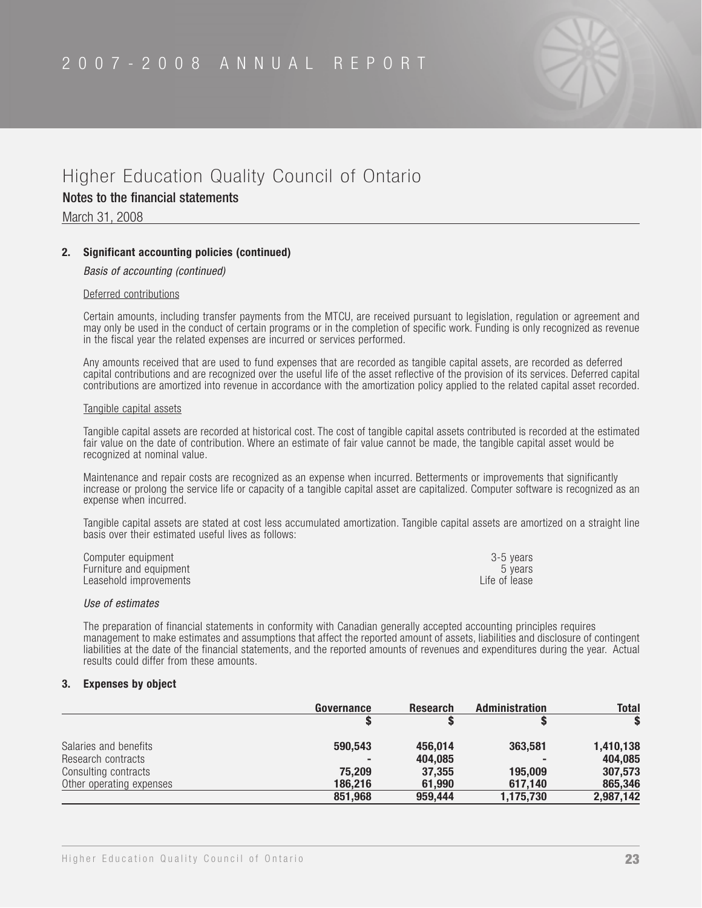# Higher Education Quality Council of Ontario

## Notes to the financial statements

March 31, 2008

### 2. Significant accounting policies (continued)

*Basis of accounting (continued)*

Deferred contributions

Certain amounts, including transfer payments from the MTCU, are received pursuant to legislation, regulation or agreement and may only be used in the conduct of certain programs or in the completion of specific work. Funding is only recognized as revenue in the fiscal year the related expenses are incurred or services performed.

Any amounts received that are used to fund expenses that are recorded as tangible capital assets, are recorded as deferred capital contributions and are recognized over the useful life of the asset reflective of the provision of its services. Deferred capital contributions are amortized into revenue in accordance with the amortization policy applied to the related capital asset recorded.

Tangible capital assets

Tangible capital assets are recorded at historical cost. The cost of tangible capital assets contributed is recorded at the estimated fair value on the date of contribution. Where an estimate of fair value cannot be made, the tangible capital asset would be recognized at nominal value.

Maintenance and repair costs are recognized as an expense when incurred. Betterments or improvements that significantly increase or prolong the service life or capacity of a tangible capital asset are capitalized. Computer software is recognized as an expense when incurred.

Tangible capital assets are stated at cost less accumulated amortization. Tangible capital assets are amortized on a straight line basis over their estimated useful lives as follows:

| | |
|---|---|
| Computer equipment | 3-5 years |
| Furniture and equipment | 5 years |
| Leasehold improvements | Life of lease |

*Use of estimates*

The preparation of financial statements in conformity with Canadian generally accepted accounting principles requires management to make estimates and assumptions that affect the reported amount of assets, liabilities and disclosure of contingent liabilities at the date of the financial statements, and the reported amounts of revenues and expenditures during the year. Actual results could differ from these amounts.

### 3. Expenses by object

| | Governance | Research | Administration | Total |
|---|---|---|---|---|
| | $ | $ | $ | $ |
| Salaries and benefits | 590,543 | 456,014 | 363,581 | 1,410,138 |
| Research contracts | - | 404,085 | - | 404,085 |
| Consulting contracts | 75,209 | 37,355 | 195,009 | 307,573 |
| Other operating expenses | 186,216 | 61,990 | 617,140 | 865,346 |
| | 851,968 | 959,444 | 1,175,730 | 2,987,142 |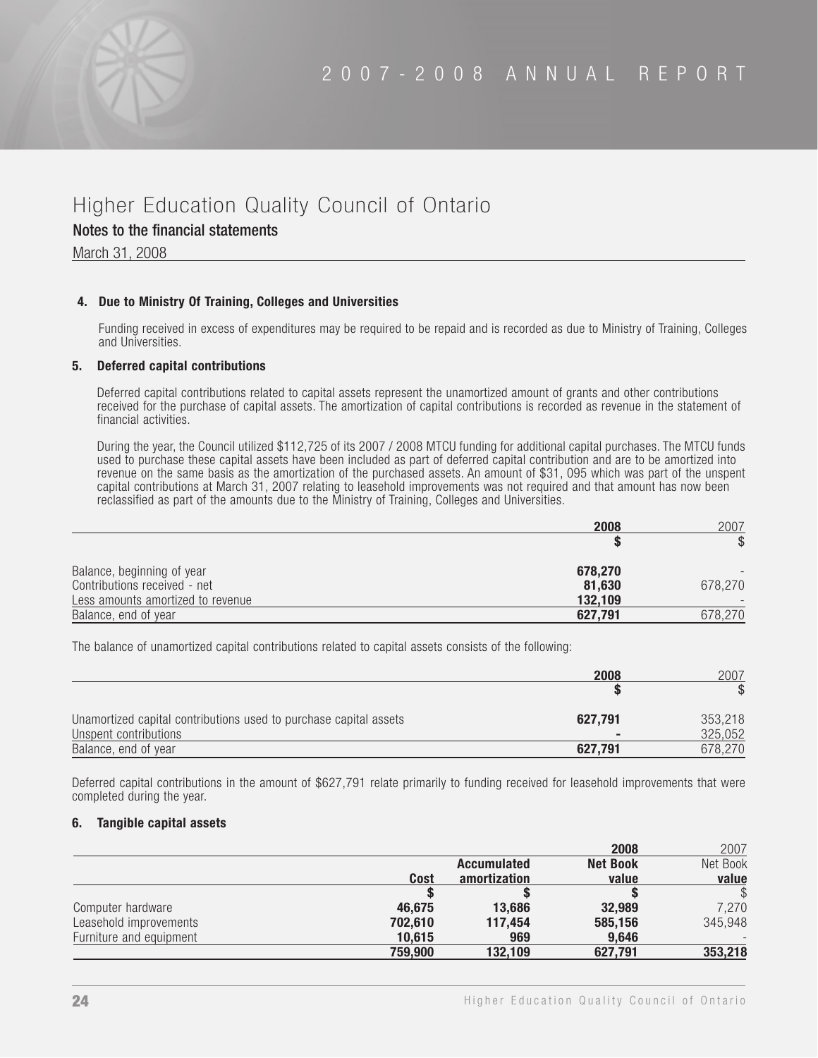# Higher Education Quality Council of Ontario

## Notes to the financial statements

March 31, 2008

### 4. Due to Ministry Of Training, Colleges and Universities

Funding received in excess of expenditures may be required to be repaid and is recorded as due to Ministry of Training, Colleges and Universities.

### 5. Deferred capital contributions

Deferred capital contributions related to capital assets represent the unamortized amount of grants and other contributions received for the purchase of capital assets. The amortization of capital contributions is recorded as revenue in the statement of financial activities.

During the year, the Council utilized $112,725 of its 2007 / 2008 MTCU funding for additional capital purchases. The MTCU funds used to purchase these capital assets have been included as part of deferred capital contribution and are to be amortized into revenue on the same basis as the amortization of the purchased assets. An amount of $31, 095 which was part of the unspent capital contributions at March 31, 2007 relating to leasehold improvements was not required and that amount has now been reclassified as part of the amounts due to the Ministry of Training, Colleges and Universities.

| | **2008** | 2007 |
|---|---|---|
| | **$** | $ |
| Balance, beginning of year | **678,270** | - |
| Contributions received - net | **81,630** | 678,270 |
| Less amounts amortized to revenue | **132,109** | - |
| Balance, end of year | **627,791** | 678,270 |

The balance of unamortized capital contributions related to capital assets consists of the following:

| | **2008** | 2007 |
|---|---|---|
| | **$** | $ |
| Unamortized capital contributions used to purchase capital assets | **627,791** | 353,218 |
| Unspent contributions | **-** | 325,052 |
| Balance, end of year | **627,791** | 678,270 |

Deferred capital contributions in the amount of $627,791 relate primarily to funding received for leasehold improvements that were completed during the year.

### 6. Tangible capital assets

| | | | **2008** | 2007 |
|---|---|---|---|---|
| | **Cost** | **Accumulated amortization** | **Net Book value** | Net Book value |
| | **$** | **$** | **$** | $ |
| Computer hardware | **46,675** | **13,686** | **32,989** | 7,270 |
| Leasehold improvements | **702,610** | **117,454** | **585,156** | 345,948 |
| Furniture and equipment | **10,615** | **969** | **9,646** | - |
| | **759,900** | **132,109** | **627,791** | **353,218** |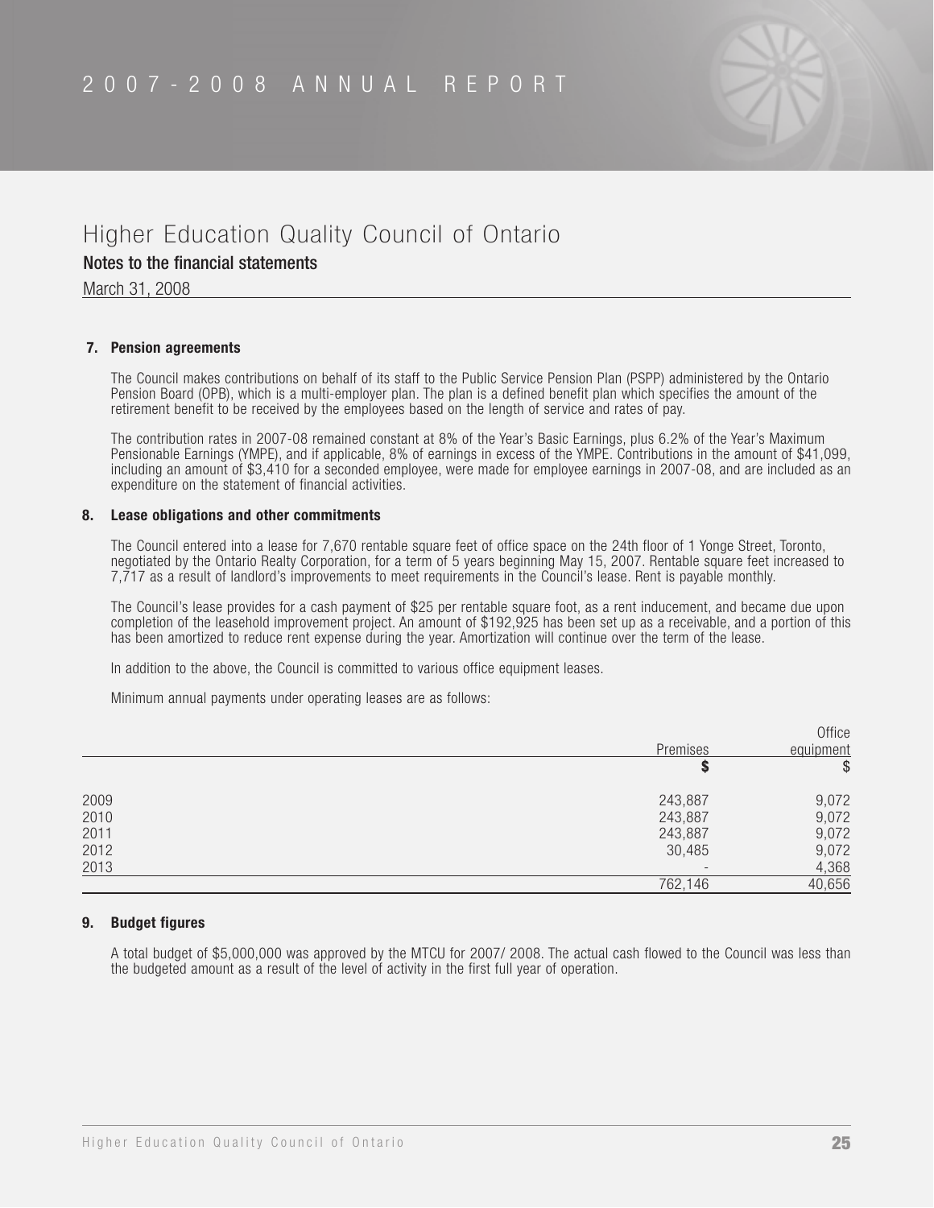# Higher Education Quality Council of Ontario

## Notes to the financial statements

March 31, 2008

### 7. Pension agreements

The Council makes contributions on behalf of its staff to the Public Service Pension Plan (PSPP) administered by the Ontario Pension Board (OPB), which is a multi-employer plan. The plan is a defined benefit plan which specifies the amount of the retirement benefit to be received by the employees based on the length of service and rates of pay.

The contribution rates in 2007-08 remained constant at 8% of the Year's Basic Earnings, plus 6.2% of the Year's Maximum Pensionable Earnings (YMPE), and if applicable, 8% of earnings in excess of the YMPE. Contributions in the amount of $41,099, including an amount of $3,410 for a seconded employee, were made for employee earnings in 2007-08, and are included as an expenditure on the statement of financial activities.

### 8. Lease obligations and other commitments

The Council entered into a lease for 7,670 rentable square feet of office space on the 24th floor of 1 Yonge Street, Toronto, negotiated by the Ontario Realty Corporation, for a term of 5 years beginning May 15, 2007. Rentable square feet increased to 7,717 as a result of landlord's improvements to meet requirements in the Council's lease. Rent is payable monthly.

The Council's lease provides for a cash payment of $25 per rentable square foot, as a rent inducement, and became due upon completion of the leasehold improvement project. An amount of $192,925 has been set up as a receivable, and a portion of this has been amortized to reduce rent expense during the year. Amortization will continue over the term of the lease.

In addition to the above, the Council is committed to various office equipment leases.

Minimum annual payments under operating leases are as follows:

| | Premises | Office equipment |
|---|---|---|
| | $ | $ |
| 2009 | 243,887 | 9,072 |
| 2010 | 243,887 | 9,072 |
| 2011 | 243,887 | 9,072 |
| 2012 | 30,485 | 9,072 |
| 2013 | - | 4,368 |
| | 762,146 | 40,656 |

### 9. Budget figures

A total budget of $5,000,000 was approved by the MTCU for 2007/ 2008. The actual cash flowed to the Council was less than the budgeted amount as a result of the level of activity in the first full year of operation.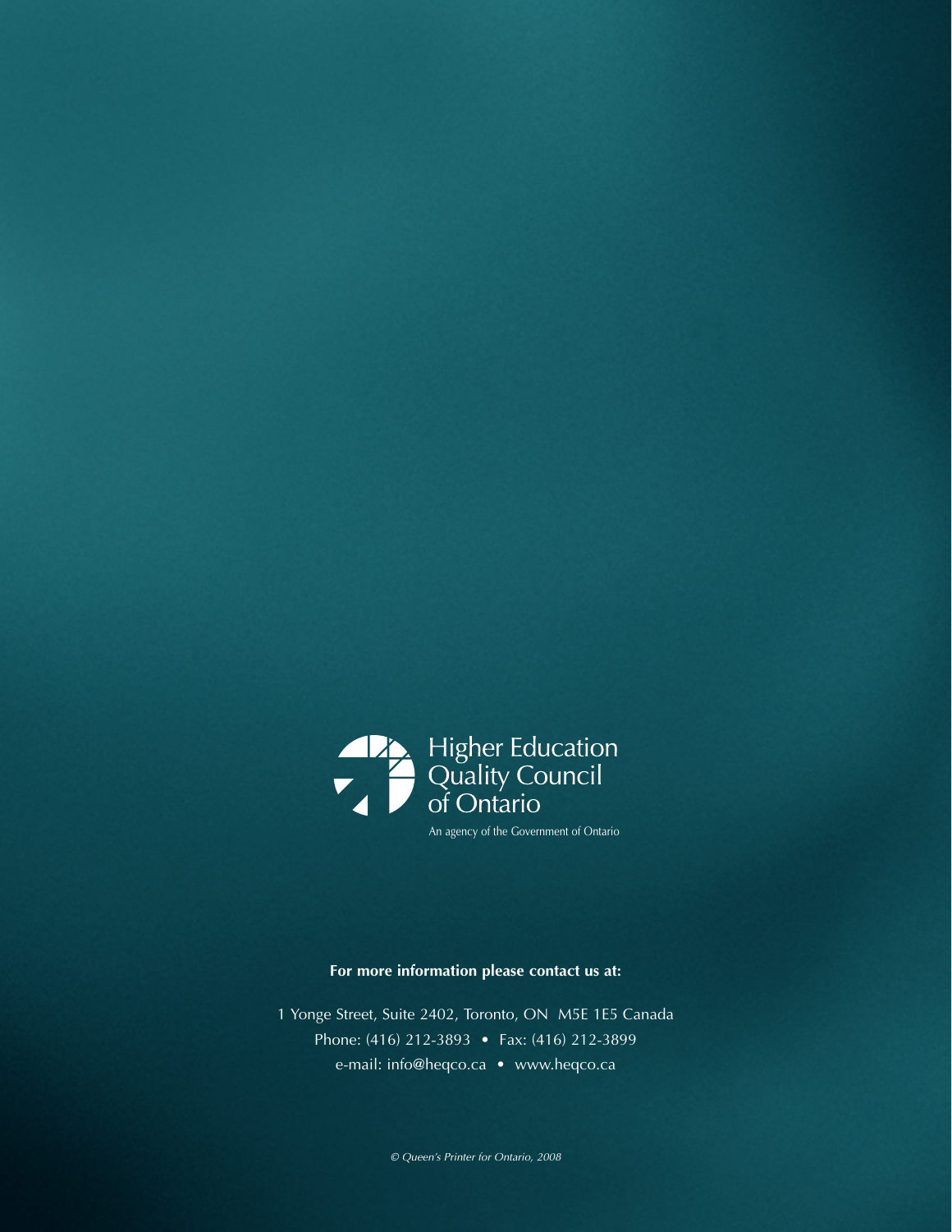Higher Education
Quality Council
of Ontario

An agency of the Government of Ontario

**For more information please contact us at:**

1 Yonge Street, Suite 2402, Toronto, ON  M5E 1E5 Canada
Phone: (416) 212-3893 • Fax: (416) 212-3899
e-mail: info@heqco.ca • www.heqco.ca

*© Queen's Printer for Ontario, 2008*